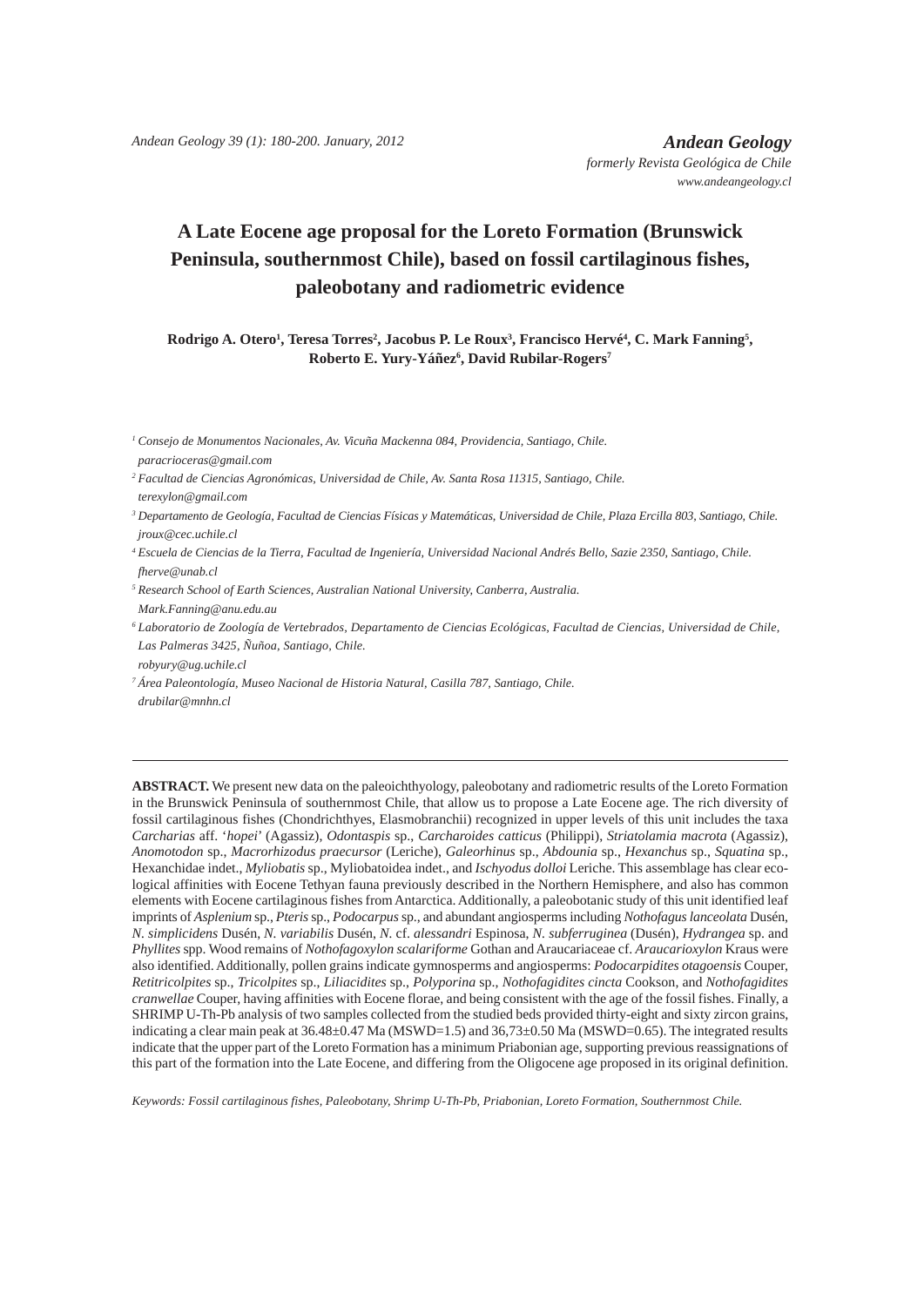# A Late Eocene age proposal for the Loreto Formation (Brunswick Peninsula, southernmost Chile), based on fossil cartilaginous fishes, paleobotany and radiometric evidence

**Rodrigo A. Otero[1], Teresa Torres[2], Jacobus P. Le Roux[3], Francisco Hervé[4], C. Mark Fanning[5], Roberto E. Yury-Yáñez[6], David Rubilar-Rogers[7]**

[1] *Consejo de Monumentos Nacionales, Av. Vicuña Mackenna 084, Providencia, Santiago, Chile. paracrioceras@gmail.com*

[2] *Facultad de Ciencias Agronómicas, Universidad de Chile, Av. Santa Rosa 11315, Santiago, Chile. terexylon@gmail.com*

[3] *Departamento de Geología, Facultad de Ciencias Físicas y Matemáticas, Universidad de Chile, Plaza Ercilla 803, Santiago, Chile. jroux@cec.uchile.cl*

[4] *Escuela de Ciencias de la Tierra, Facultad de Ingeniería, Universidad Nacional Andrés Bello, Sazie 2350, Santiago, Chile. fherve@unab.cl*

[5] *Research School of Earth Sciences, Australian National University, Canberra, Australia. Mark.Fanning@anu.edu.au*

[6] *Laboratorio de Zoología de Vertebrados, Departamento de Ciencias Ecológicas, Facultad de Ciencias, Universidad de Chile, Las Palmeras 3425, Ñuñoa, Santiago, Chile. robyury@ug.uchile.cl*

[7] *Área Paleontología, Museo Nacional de Historia Natural, Casilla 787, Santiago, Chile. drubilar@mnhn.cl*

---

**ABSTRACT.** We present new data on the paleoichthyology, paleobotany and radiometric results of the Loreto Formation in the Brunswick Peninsula of southernmost Chile, that allow us to propose a Late Eocene age. The rich diversity of fossil cartilaginous fishes (Chondrichthyes, Elasmobranchii) recognized in upper levels of this unit includes the taxa *Carcharias* aff. '*hopei*' (Agassiz), *Odontaspis* sp., *Carcharoides catticus* (Philippi), *Striatolamia macrota* (Agassiz), *Anomotodon* sp., *Macrorhizodus praecursor* (Leriche), *Galeorhinus* sp., *Abdounia* sp., *Hexanchus* sp., *Squatina* sp., Hexanchidae indet., *Myliobatis* sp., Myliobatoidea indet., and *Ischyodus dolloi* Leriche. This assemblage has clear ecological affinities with Eocene Tethyan fauna previously described in the Northern Hemisphere, and also has common elements with Eocene cartilaginous fishes from Antarctica. Additionally, a paleobotanic study of this unit identified leaf imprints of *Asplenium* sp., *Pteris* sp., *Podocarpus* sp., and abundant angiosperms including *Nothofagus lanceolata* Dusén, *N. simplicidens* Dusén, *N. variabilis* Dusén, *N.* cf. *alessandri* Espinosa, *N. subferruginea* (Dusén), *Hydrangea* sp. and *Phyllites* spp. Wood remains of *Nothofagoxylon scalariforme* Gothan and Araucariaceae cf. *Araucarioxylon* Kraus were also identified. Additionally, pollen grains indicate gymnosperms and angiosperms: *Podocarpidites otagoensis* Couper, *Retitricolpites* sp., *Tricolpites* sp., *Liliacidites* sp., *Polyporina* sp., *Nothofagidites cincta* Cookson, and *Nothofagidites cranwellae* Couper, having affinities with Eocene florae, and being consistent with the age of the fossil fishes. Finally, a SHRIMP U-Th-Pb analysis of two samples collected from the studied beds provided thirty-eight and sixty zircon grains, indicating a clear main peak at 36.48±0.47 Ma (MSWD=1.5) and 36,73±0.50 Ma (MSWD=0.65). The integrated results indicate that the upper part of the Loreto Formation has a minimum Priabonian age, supporting previous reassignations of this part of the formation into the Late Eocene, and differing from the Oligocene age proposed in its original definition.

*Keywords: Fossil cartilaginous fishes, Paleobotany, Shrimp U-Th-Pb, Priabonian, Loreto Formation, Southernmost Chile.*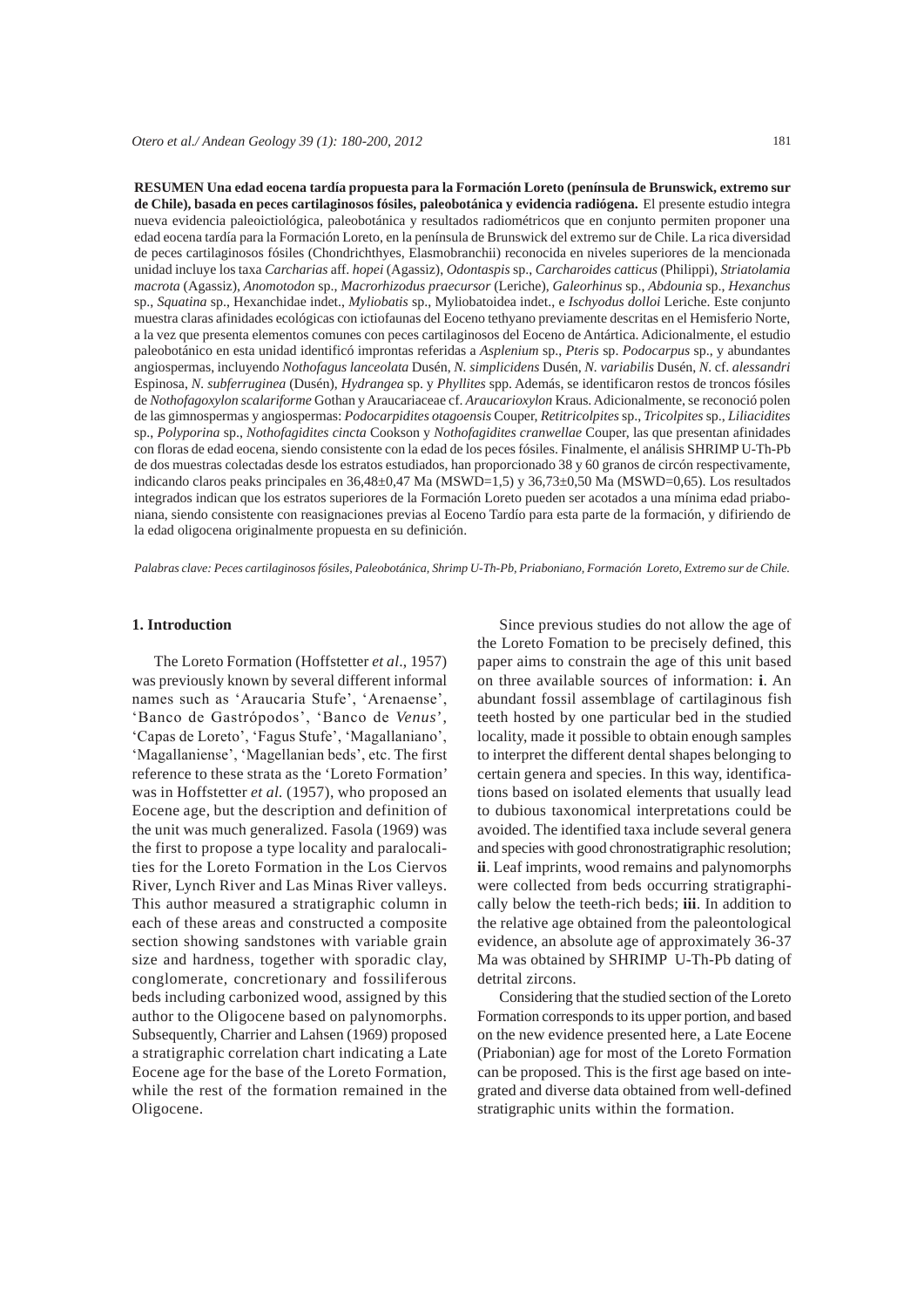**RESUMEN Una edad eocena tardía propuesta para la Formación Loreto (península de Brunswick, extremo sur de Chile), basada en peces cartilaginosos fósiles, paleobotánica y evidencia radiógena.** El presente estudio integra nueva evidencia paleoictiológica, paleobotánica y resultados radiométricos que en conjunto permiten proponer una edad eocena tardía para la Formación Loreto, en la península de Brunswick del extremo sur de Chile. La rica diversidad de peces cartilaginosos fósiles (Chondrichthyes, Elasmobranchii) reconocida en niveles superiores de la mencionada unidad incluye los taxa *Carcharias* aff. *hopei* (Agassiz), *Odontaspis* sp., *Carcharoides catticus* (Philippi), *Striatolamia macrota* (Agassiz), *Anomotodon* sp., *Macrorhizodus praecursor* (Leriche), *Galeorhinus* sp., *Abdounia* sp., *Hexanchus* sp., *Squatina* sp., Hexanchidae indet., *Myliobatis* sp., Myliobatoidea indet., e *Ischyodus dolloi* Leriche. Este conjunto muestra claras afinidades ecológicas con ictiofaunas del Eoceno tethyano previamente descritas en el Hemisferio Norte, a la vez que presenta elementos comunes con peces cartilaginosos del Eoceno de Antártica. Adicionalmente, el estudio paleobotánico en esta unidad identificó improntas referidas a *Asplenium* sp., *Pteris* sp. *Podocarpus* sp., y abundantes angiospermas, incluyendo *Nothofagus lanceolata* Dusén, *N. simplicidens* Dusén, *N. variabilis* Dusén, *N.* cf. *alessandri* Espinosa, *N. subferruginea* (Dusén), *Hydrangea* sp. y *Phyllites* spp. Además, se identificaron restos de troncos fósiles de *Nothofagoxylon scalariforme* Gothan y Araucariaceae cf. *Araucarioxylon* Kraus. Adicionalmente, se reconoció polen de las gimnospermas y angiospermas: *Podocarpidites otagoensis* Couper, *Retitricolpites* sp., *Tricolpites* sp., *Liliacidites* sp., *Polyporina* sp., *Nothofagidites cincta* Cookson y *Nothofagidites cranwellae* Couper, las que presentan afinidades con floras de edad eocena, siendo consistente con la edad de los peces fósiles. Finalmente, el análisis SHRIMP U-Th-Pb de dos muestras colectadas desde los estratos estudiados, han proporcionado 38 y 60 granos de circón respectivamente, indicando claros peaks principales en 36,48±0,47 Ma (MSWD=1,5) y 36,73±0,50 Ma (MSWD=0,65). Los resultados integrados indican que los estratos superiores de la Formación Loreto pueden ser acotados a una mínima edad priaboniana, siendo consistente con reasignaciones previas al Eoceno Tardío para esta parte de la formación, y difiriendo de la edad oligocena originalmente propuesta en su definición.

*Palabras clave: Peces cartilaginosos fósiles, Paleobotánica, Shrimp U-Th-Pb, Priaboniano, Formación Loreto, Extremo sur de Chile.*

## 1. Introduction

The Loreto Formation (Hoffstetter *et al*., 1957) was previously known by several different informal names such as 'Araucaria Stufe', 'Arenaense', 'Banco de Gastrópodos', 'Banco de *Venus*', 'Capas de Loreto', 'Fagus Stufe', 'Magallaniano', 'Magallaniense', 'Magellanian beds', etc. The first reference to these strata as the 'Loreto Formation' was in Hoffstetter *et al.* (1957), who proposed an Eocene age, but the description and definition of the unit was much generalized. Fasola (1969) was the first to propose a type locality and paralocalities for the Loreto Formation in the Los Ciervos River, Lynch River and Las Minas River valleys. This author measured a stratigraphic column in each of these areas and constructed a composite section showing sandstones with variable grain size and hardness, together with sporadic clay, conglomerate, concretionary and fossiliferous beds including carbonized wood, assigned by this author to the Oligocene based on palynomorphs. Subsequently, Charrier and Lahsen (1969) proposed a stratigraphic correlation chart indicating a Late Eocene age for the base of the Loreto Formation, while the rest of the formation remained in the Oligocene.

Since previous studies do not allow the age of the Loreto Fomation to be precisely defined, this paper aims to constrain the age of this unit based on three available sources of information: **i**. An abundant fossil assemblage of cartilaginous fish teeth hosted by one particular bed in the studied locality, made it possible to obtain enough samples to interpret the different dental shapes belonging to certain genera and species. In this way, identifications based on isolated elements that usually lead to dubious taxonomical interpretations could be avoided. The identified taxa include several genera and species with good chronostratigraphic resolution; **ii**. Leaf imprints, wood remains and palynomorphs were collected from beds occurring stratigraphically below the teeth-rich beds; **iii**. In addition to the relative age obtained from the paleontological evidence, an absolute age of approximately 36-37 Ma was obtained by SHRIMP U-Th-Pb dating of detrital zircons.

Considering that the studied section of the Loreto Formation corresponds to its upper portion, and based on the new evidence presented here, a Late Eocene (Priabonian) age for most of the Loreto Formation can be proposed. This is the first age based on integrated and diverse data obtained from well-defined stratigraphic units within the formation.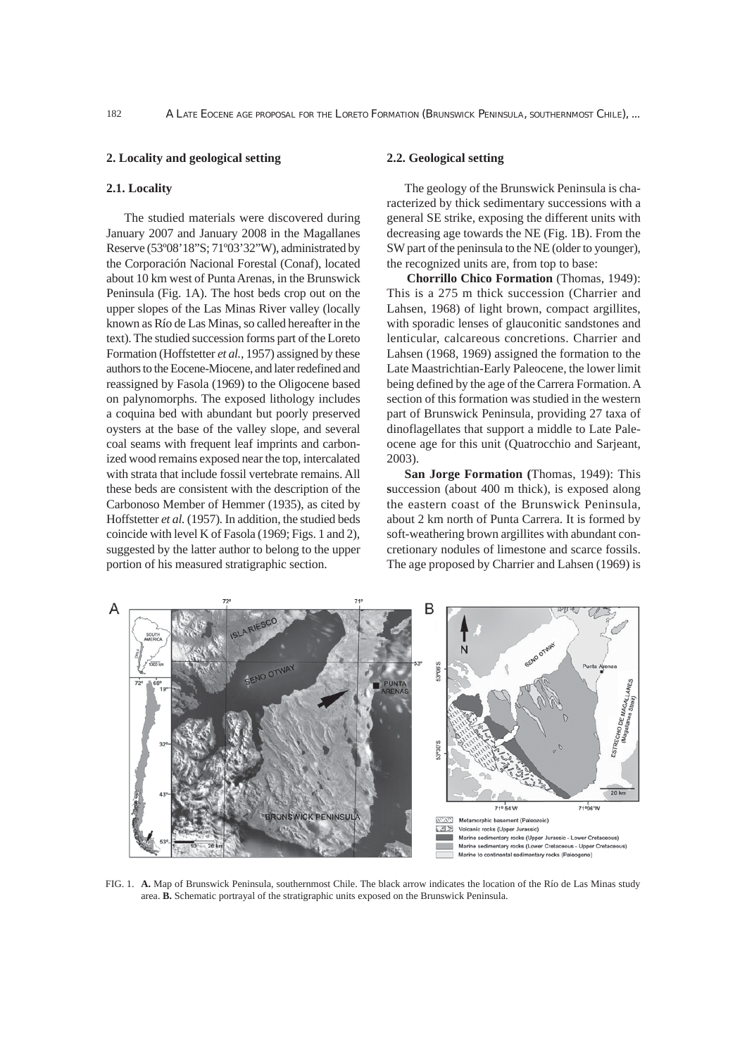## 2. Locality and geological setting

### 2.1. Locality

The studied materials were discovered during January 2007 and January 2008 in the Magallanes Reserve (53º08'18"S; 71º03'32"W), administrated by the Corporación Nacional Forestal (Conaf), located about 10 km west of Punta Arenas, in the Brunswick Peninsula (Fig. 1A). The host beds crop out on the upper slopes of the Las Minas River valley (locally known as Río de Las Minas, so called hereafter in the text). The studied succession forms part of the Loreto Formation (Hoffstetter *et al.*, 1957) assigned by these authors to the Eocene-Miocene, and later redefined and reassigned by Fasola (1969) to the Oligocene based on palynomorphs. The exposed lithology includes a coquina bed with abundant but poorly preserved oysters at the base of the valley slope, and several coal seams with frequent leaf imprints and carbonized wood remains exposed near the top, intercalated with strata that include fossil vertebrate remains. All these beds are consistent with the description of the Carbonoso Member of Hemmer (1935), as cited by Hoffstetter *et al.* (1957). In addition, the studied beds coincide with level K of Fasola (1969; Figs. 1 and 2), suggested by the latter author to belong to the upper portion of his measured stratigraphic section.

### 2.2. Geological setting

The geology of the Brunswick Peninsula is characterized by thick sedimentary successions with a general SE strike, exposing the different units with decreasing age towards the NE (Fig. 1B). From the SW part of the peninsula to the NE (older to younger), the recognized units are, from top to base:

**Chorrillo Chico Formation** (Thomas, 1949): This is a 275 m thick succession (Charrier and Lahsen, 1968) of light brown, compact argillites, with sporadic lenses of glauconitic sandstones and lenticular, calcareous concretions. Charrier and Lahsen (1968, 1969) assigned the formation to the Late Maastrichtian-Early Paleocene, the lower limit being defined by the age of the Carrera Formation. A section of this formation was studied in the western part of Brunswick Peninsula, providing 27 taxa of dinoflagellates that support a middle to Late Paleocene age for this unit (Quatrocchio and Sarjeant, 2003).

**San Jorge Formation (**Thomas, 1949): This **s**uccession (about 400 m thick), is exposed along the eastern coast of the Brunswick Peninsula, about 2 km north of Punta Carrera. It is formed by soft-weathering brown argillites with abundant concretionary nodules of limestone and scarce fossils. The age proposed by Charrier and Lahsen (1969) is

FIG. 1. **A.** Map of Brunswick Peninsula, southernmost Chile. The black arrow indicates the location of the Río de Las Minas study area. **B.** Schematic portrayal of the stratigraphic units exposed on the Brunswick Peninsula.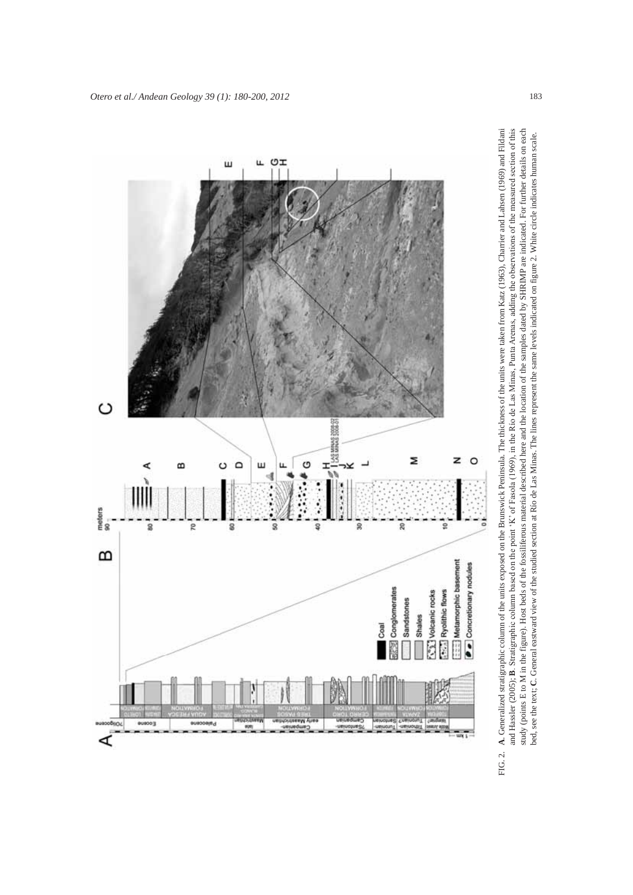FIG. 2. **A**. Generalized stratigraphic column of the units exposed on the Brunswick Peninsula. The thickness of the units were taken from Katz (1963), Charrier and Lahsen (1969) and Fildani and Hassler (2005); **B**. Stratigraphic column based on the point 'K' of Fasola (1969), in the Río de Las Minas, Punta Arenas, adding the observations of the measured section of this study (points E to M in the figure). Host beds of the fossiliferous material described here and the location of the samples dated by SHRIMP are indicated. For further details on each bed, see the text; **C**. General eastward view of the studied section at Río de Las Minas. The lines represent the same levels indicated on figure 2. White circle indicates human scale.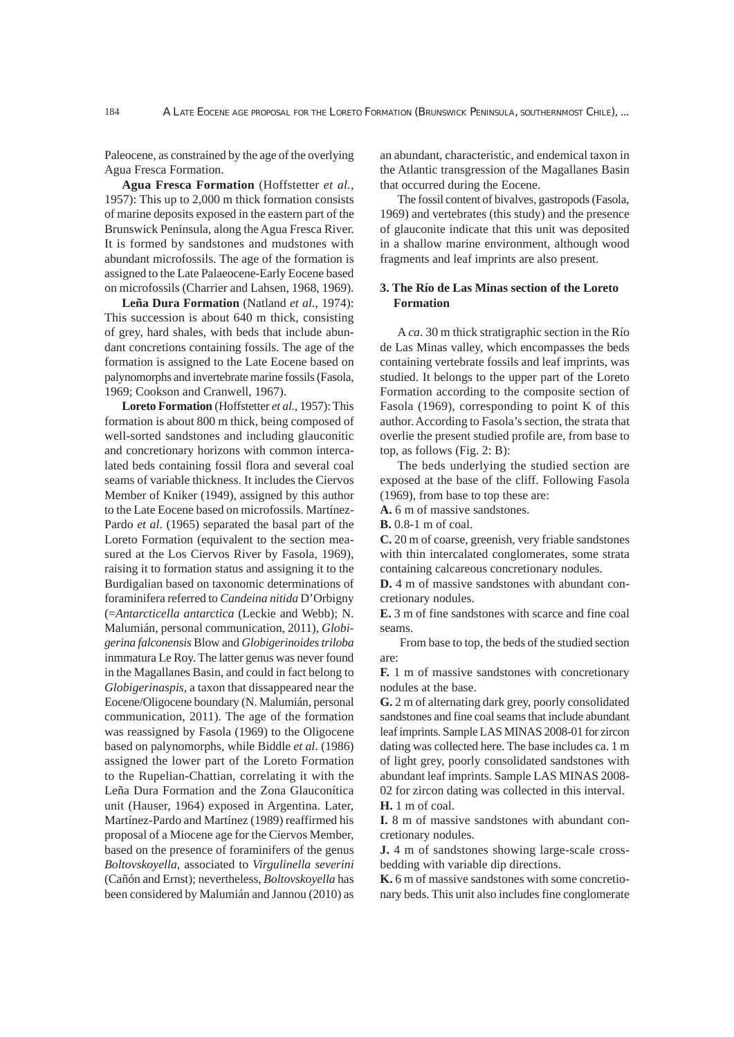Paleocene, as constrained by the age of the overlying Agua Fresca Formation.

**Agua Fresca Formation** (Hoffstetter *et al.*, 1957): This up to 2,000 m thick formation consists of marine deposits exposed in the eastern part of the Brunswick Peninsula, along the Agua Fresca River. It is formed by sandstones and mudstones with abundant microfossils. The age of the formation is assigned to the Late Palaeocene-Early Eocene based on microfossils (Charrier and Lahsen, 1968, 1969).

**Leña Dura Formation** (Natland *et al.*, 1974): This succession is about 640 m thick, consisting of grey, hard shales, with beds that include abundant concretions containing fossils. The age of the formation is assigned to the Late Eocene based on palynomorphs and invertebrate marine fossils (Fasola, 1969; Cookson and Cranwell, 1967).

**Loreto Formation** (Hoffstetter *et al.*, 1957): This formation is about 800 m thick, being composed of well-sorted sandstones and including glauconitic and concretionary horizons with common intercalated beds containing fossil flora and several coal seams of variable thickness. It includes the Ciervos Member of Kniker (1949), assigned by this author to the Late Eocene based on microfossils. Martínez-Pardo *et al*. (1965) separated the basal part of the Loreto Formation (equivalent to the section measured at the Los Ciervos River by Fasola, 1969), raising it to formation status and assigning it to the Burdigalian based on taxonomic determinations of foraminifera referred to *Candeina nitida* D'Orbigny (=*Antarcticella antarctica* (Leckie and Webb); N. Malumián, personal communication, 2011), *Globigerina falconensis* Blow and *Globigerinoides triloba* inmmatura Le Roy. The latter genus was never found in the Magallanes Basin, and could in fact belong to *Globigerinaspis*, a taxon that dissappeared near the Eocene/Oligocene boundary (N. Malumián, personal communication, 2011). The age of the formation was reassigned by Fasola (1969) to the Oligocene based on palynomorphs, while Biddle *et al*. (1986) assigned the lower part of the Loreto Formation to the Rupelian-Chattian, correlating it with the Leña Dura Formation and the Zona Glauconítica unit (Hauser, 1964) exposed in Argentina. Later, Martínez-Pardo and Martínez (1989) reaffirmed his proposal of a Miocene age for the Ciervos Member, based on the presence of foraminifers of the genus *Boltovskoyella*, associated to *Virgulinella severini* (Cañón and Ernst); nevertheless, *Boltovskoyella* has been considered by Malumián and Jannou (2010) as an abundant, characteristic, and endemical taxon in the Atlantic transgression of the Magallanes Basin that occurred during the Eocene.

The fossil content of bivalves, gastropods (Fasola, 1969) and vertebrates (this study) and the presence of glauconite indicate that this unit was deposited in a shallow marine environment, although wood fragments and leaf imprints are also present.

## 3. The Río de Las Minas section of the Loreto Formation

A *ca*. 30 m thick stratigraphic section in the Río de Las Minas valley, which encompasses the beds containing vertebrate fossils and leaf imprints, was studied. It belongs to the upper part of the Loreto Formation according to the composite section of Fasola (1969), corresponding to point K of this author. According to Fasola's section, the strata that overlie the present studied profile are, from base to top, as follows (Fig. 2: B):

The beds underlying the studied section are exposed at the base of the cliff. Following Fasola (1969), from base to top these are:

**A.** 6 m of massive sandstones.

**B.** 0.8-1 m of coal.

**C.** 20 m of coarse, greenish, very friable sandstones with thin intercalated conglomerates, some strata containing calcareous concretionary nodules.

**D.** 4 m of massive sandstones with abundant concretionary nodules.

**E.** 3 m of fine sandstones with scarce and fine coal seams.

From base to top, the beds of the studied section are:

**F.** 1 m of massive sandstones with concretionary nodules at the base.

**G.** 2 m of alternating dark grey, poorly consolidated sandstones and fine coal seams that include abundant leaf imprints. Sample LAS MINAS 2008-01 for zircon dating was collected here. The base includes ca. 1 m of light grey, poorly consolidated sandstones with abundant leaf imprints. Sample LAS MINAS 2008-02 for zircon dating was collected in this interval.

**H.** 1 m of coal.

**I.** 8 m of massive sandstones with abundant concretionary nodules.

**J.** 4 m of sandstones showing large-scale cross-bedding with variable dip directions.

**K.** 6 m of massive sandstones with some concretionary beds. This unit also includes fine conglomerate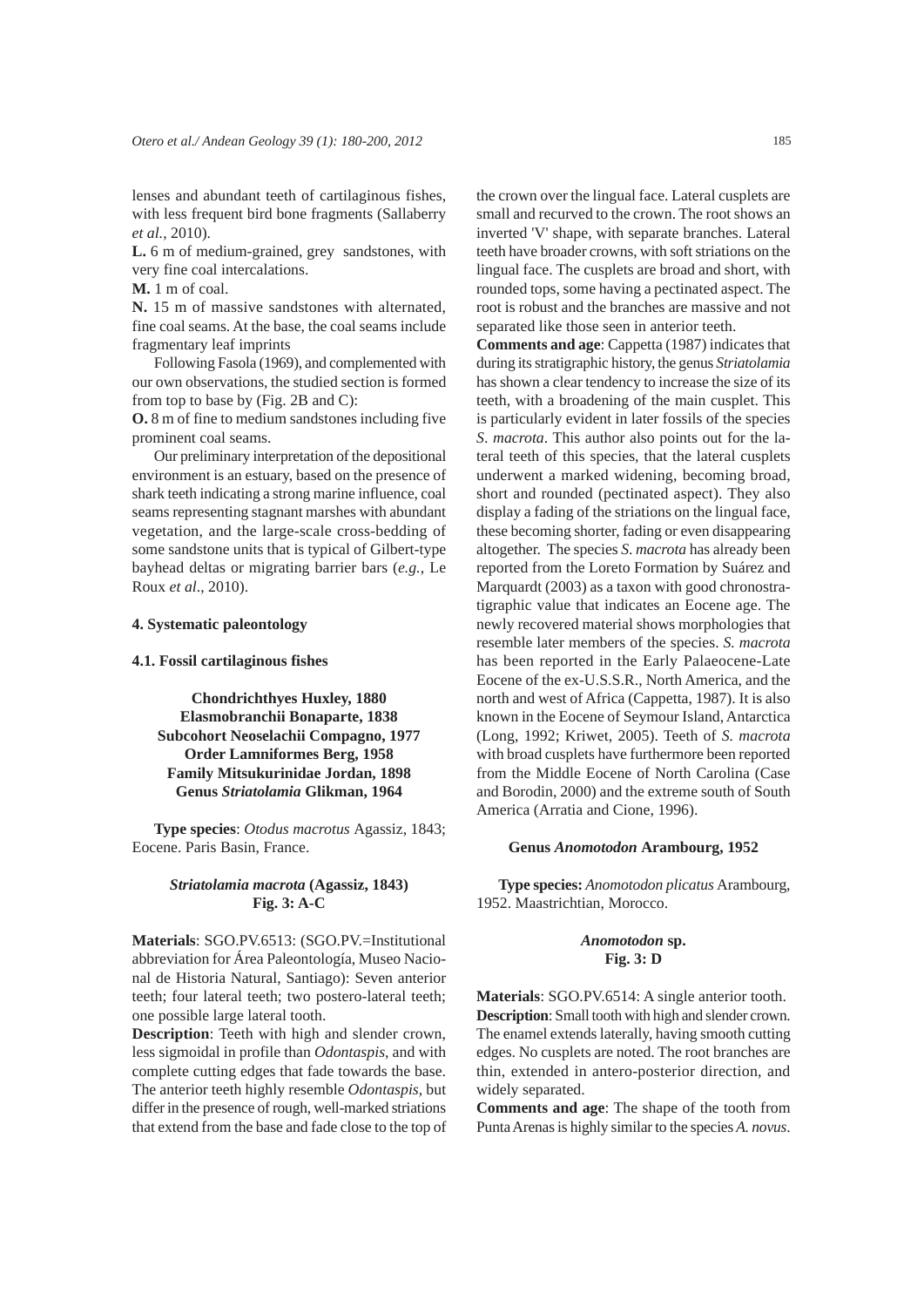lenses and abundant teeth of cartilaginous fishes, with less frequent bird bone fragments (Sallaberry *et al.*, 2010).

**L.** 6 m of medium-grained, grey sandstones, with very fine coal intercalations.

**M.** 1 m of coal.

**N.** 15 m of massive sandstones with alternated, fine coal seams. At the base, the coal seams include fragmentary leaf imprints

Following Fasola (1969), and complemented with our own observations, the studied section is formed from top to base by (Fig. 2B and C):

**O.** 8 m of fine to medium sandstones including five prominent coal seams.

Our preliminary interpretation of the depositional environment is an estuary, based on the presence of shark teeth indicating a strong marine influence, coal seams representing stagnant marshes with abundant vegetation, and the large-scale cross-bedding of some sandstone units that is typical of Gilbert-type bayhead deltas or migrating barrier bars (*e.g.*, Le Roux *et al*., 2010).

## 4. Systematic paleontology

### 4.1. Fossil cartilaginous fishes

**Chondrichthyes Huxley, 1880**
**Elasmobranchii Bonaparte, 1838**
**Subcohort Neoselachii Compagno, 1977**
**Order Lamniformes Berg, 1958**
**Family Mitsukurinidae Jordan, 1898**
**Genus *Striatolamia* Glikman, 1964**

**Type species**: *Otodus macrotus* Agassiz, 1843; Eocene. Paris Basin, France.

***Striatolamia macrota* (Agassiz, 1843)**
**Fig. 3: A-C**

**Materials**: SGO.PV.6513: (SGO.PV.=Institutional abbreviation for Área Paleontología, Museo Nacional de Historia Natural, Santiago): Seven anterior teeth; four lateral teeth; two postero-lateral teeth; one possible large lateral tooth.

**Description**: Teeth with high and slender crown, less sigmoidal in profile than *Odontaspis*, and with complete cutting edges that fade towards the base. The anterior teeth highly resemble *Odontaspis*, but differ in the presence of rough, well-marked striations that extend from the base and fade close to the top of the crown over the lingual face. Lateral cusplets are small and recurved to the crown. The root shows an inverted 'V' shape, with separate branches. Lateral teeth have broader crowns, with soft striations on the lingual face. The cusplets are broad and short, with rounded tops, some having a pectinated aspect. The root is robust and the branches are massive and not separated like those seen in anterior teeth.

**Comments and age**: Cappetta (1987) indicates that during its stratigraphic history, the genus *Striatolamia* has shown a clear tendency to increase the size of its teeth, with a broadening of the main cusplet. This is particularly evident in later fossils of the species *S. macrota*. This author also points out for the lateral teeth of this species, that the lateral cusplets underwent a marked widening, becoming broad, short and rounded (pectinated aspect). They also display a fading of the striations on the lingual face, these becoming shorter, fading or even disappearing altogether. The species *S. macrota* has already been reported from the Loreto Formation by Suárez and Marquardt (2003) as a taxon with good chronostratigraphic value that indicates an Eocene age. The newly recovered material shows morphologies that resemble later members of the species. *S. macrota* has been reported in the Early Palaeocene-Late Eocene of the ex-U.S.S.R., North America, and the north and west of Africa (Cappetta, 1987). It is also known in the Eocene of Seymour Island, Antarctica (Long, 1992; Kriwet, 2005). Teeth of *S. macrota* with broad cusplets have furthermore been reported from the Middle Eocene of North Carolina (Case and Borodin, 2000) and the extreme south of South America (Arratia and Cione, 1996).

**Genus *Anomotodon* Arambourg, 1952**

**Type species:** *Anomotodon plicatus* Arambourg, 1952. Maastrichtian, Morocco.

***Anomotodon* sp.**
**Fig. 3: D**

**Materials**: SGO.PV.6514: A single anterior tooth.

**Description**: Small tooth with high and slender crown. The enamel extends laterally, having smooth cutting edges. No cusplets are noted. The root branches are thin, extended in antero-posterior direction, and widely separated.

**Comments and age**: The shape of the tooth from Punta Arenas is highly similar to the species *A. novus*.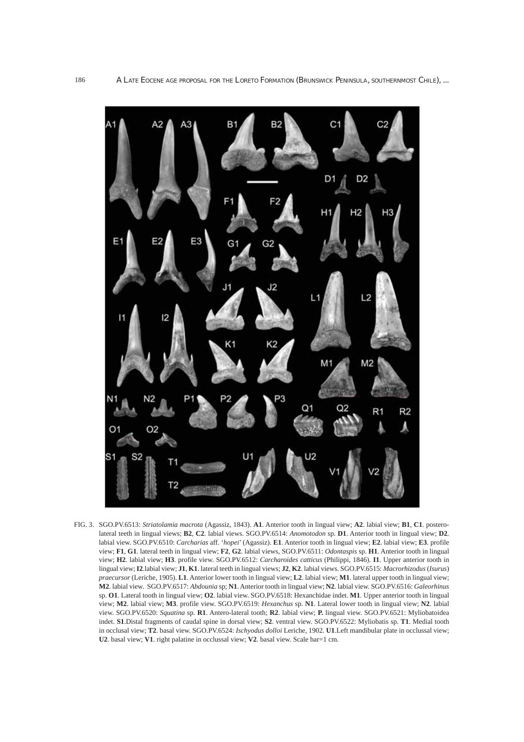FIG. 3. SGO.PV.6513: *Striatolamia macrota* (Agassiz, 1843). **A1**. Anterior tooth in lingual view; **A2**. labial view; **B1**, **C1**. postero-lateral teeth in lingual views; **B2**, **C2**. labial views. SGO.PV.6514: *Anomotodon* sp. **D1**. Anterior tooth in lingual view; **D2**. labial view. SGO.PV.6510: *Carcharias* aff. '*hopei*' (Agassiz). **E1**. Anterior tooth in lingual view; **E2**. labial view; **E3**. profile view; **F1**, **G1**. lateral teeth in lingual view; **F2**, **G2**. labial views, SGO.PV.6511: *Odontaspis* sp. **H1**. Anterior tooth in lingual view; **H2**. labial view; **H3**. profile view. SGO.PV.6512: *Carcharoides catticus* (Philippi, 1846). **I1**. Upper anterior tooth in lingual view; **I2**.labial view; **J1**, **K1**. lateral teeth in lingual views; **J2**, **K2**. labial views. SGO.PV.6515: *Macrorhizodus* (*Isurus*) *praecursor* (Leriche, 1905). **L1**. Anterior lower tooth in lingual view; **L2**. labial view; **M1**. lateral upper tooth in lingual view; **M2**. labial view. SGO.PV.6517: *Abdounia* sp; **N1**. Anterior tooth in lingual view; **N2**. labial view. SGO.PV.6516: *Galeorhinus* sp. **O1**. Lateral tooth in lingual view; **O2**. labial view. SGO.PV.6518: Hexanchidae indet. **M1**. Upper anterior tooth in lingual view; **M2**. labial view; **M3**. profile view. SGO.PV.6519: *Hexanchus* sp. **N1**. Lateral lower tooth in lingual view; **N2**. labial view. SGO.PV.6520: *Squatina* sp. **R1**. Antero-lateral tooth; **R2**. labial view; **P.** lingual view. SGO.PV.6521: Myliobatoidea indet. **S1**.Distal fragments of caudal spine in dorsal view; **S2**. ventral view. SGO.PV.6522: Myliobatis sp. **T1**. Medial tooth in occlusal view; **T2**. basal view. SGO.PV.6524: *Ischyodus dolloi* Leriche, 1902. **U1**.Left mandibular plate in occlussal view; **U2**. basal view; **V1**. right palatine in occlussal view; **V2**. basal view. Scale bar=1 cm.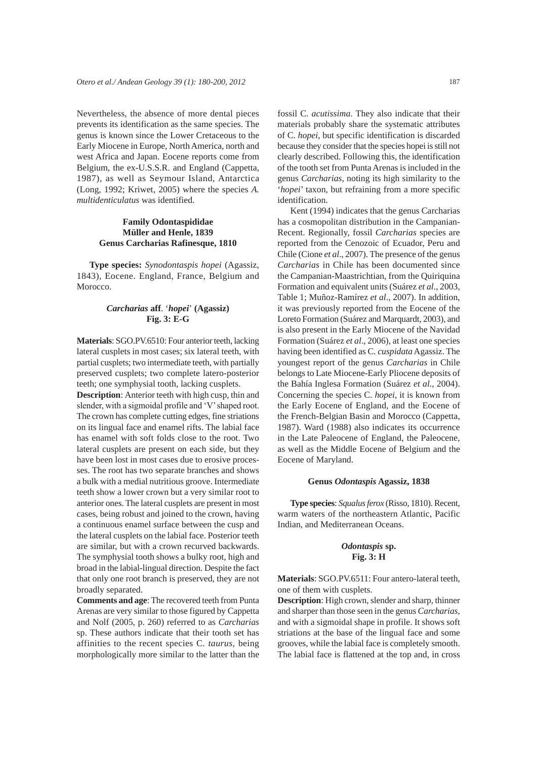Nevertheless, the absence of more dental pieces prevents its identification as the same species. The genus is known since the Lower Cretaceous to the Early Miocene in Europe, North America, north and west Africa and Japan. Eocene reports come from Belgium, the ex-U.S.S.R. and England (Cappetta, 1987), as well as Seymour Island, Antarctica (Long, 1992; Kriwet, 2005) where the species *A. multidenticulatus* was identified.

### Family Odontaspididae
### Müller and Henle, 1839
### Genus Carcharias Rafinesque, 1810

**Type species:** *Synodontaspis hopei* (Agassiz, 1843), Eocene. England, France, Belgium and Morocco.

### *Carcharias* aff. '*hopei*' (Agassiz)
### Fig. 3: E-G

**Materials**: SGO.PV.6510: Four anterior teeth, lacking lateral cusplets in most cases; six lateral teeth, with partial cusplets; two intermediate teeth, with partially preserved cusplets; two complete latero-posterior teeth; one symphysial tooth, lacking cusplets.

**Description**: Anterior teeth with high cusp, thin and slender, with a sigmoidal profile and 'V' shaped root. The crown has complete cutting edges, fine striations on its lingual face and enamel rifts. The labial face has enamel with soft folds close to the root. Two lateral cusplets are present on each side, but they have been lost in most cases due to erosive processes. The root has two separate branches and shows a bulk with a medial nutritious groove. Intermediate teeth show a lower crown but a very similar root to anterior ones. The lateral cusplets are present in most cases, being robust and joined to the crown, having a continuous enamel surface between the cusp and the lateral cusplets on the labial face. Posterior teeth are similar, but with a crown recurved backwards. The symphysial tooth shows a bulky root, high and broad in the labial-lingual direction. Despite the fact that only one root branch is preserved, they are not broadly separated.

**Comments and age**: The recovered teeth from Punta Arenas are very similar to those figured by Cappetta and Nolf (2005, p. 260) referred to as *Carcharias* sp. These authors indicate that their tooth set has affinities to the recent species C. *taurus*, being morphologically more similar to the latter than the fossil C. *acutissima*. They also indicate that their materials probably share the systematic attributes of C. *hopei*, but specific identification is discarded because they consider that the species hopei is still not clearly described. Following this, the identification of the tooth set from Punta Arenas is included in the genus *Carcharias*, noting its high similarity to the '*hopei*' taxon, but refraining from a more specific identification.

Kent (1994) indicates that the genus Carcharias has a cosmopolitan distribution in the Campanian-Recent. Regionally, fossil *Carcharias* species are reported from the Cenozoic of Ecuador, Peru and Chile (Cione *et al*., 2007). The presence of the genus *Carcharias* in Chile has been documented since the Campanian-Maastrichtian, from the Quiriquina Formation and equivalent units (Suárez *et al*., 2003, Table 1; Muñoz-Ramírez *et al*., 2007). In addition, it was previously reported from the Eocene of the Loreto Formation (Suárez and Marquardt, 2003), and is also present in the Early Miocene of the Navidad Formation (Suárez *et al*., 2006), at least one species having been identified as C. *cuspidata* Agassiz. The youngest report of the genus *Carcharias* in Chile belongs to Late Miocene-Early Pliocene deposits of the Bahía Inglesa Formation (Suárez *et al*., 2004). Concerning the species C. *hopei*, it is known from the Early Eocene of England, and the Eocene of the French-Belgian Basin and Morocco (Cappetta, 1987). Ward (1988) also indicates its occurrence in the Late Paleocene of England, the Paleocene, as well as the Middle Eocene of Belgium and the Eocene of Maryland.

### Genus *Odontaspis* Agassiz, 1838

**Type species**: *Squalus ferox* (Risso, 1810). Recent, warm waters of the northeastern Atlantic, Pacific Indian, and Mediterranean Oceans.

### *Odontaspis* sp.
### Fig. 3: H

**Materials**: SGO.PV.6511: Four antero-lateral teeth, one of them with cusplets.

**Description**: High crown, slender and sharp, thinner and sharper than those seen in the genus *Carcharias*, and with a sigmoidal shape in profile. It shows soft striations at the base of the lingual face and some grooves, while the labial face is completely smooth. The labial face is flattened at the top and, in cross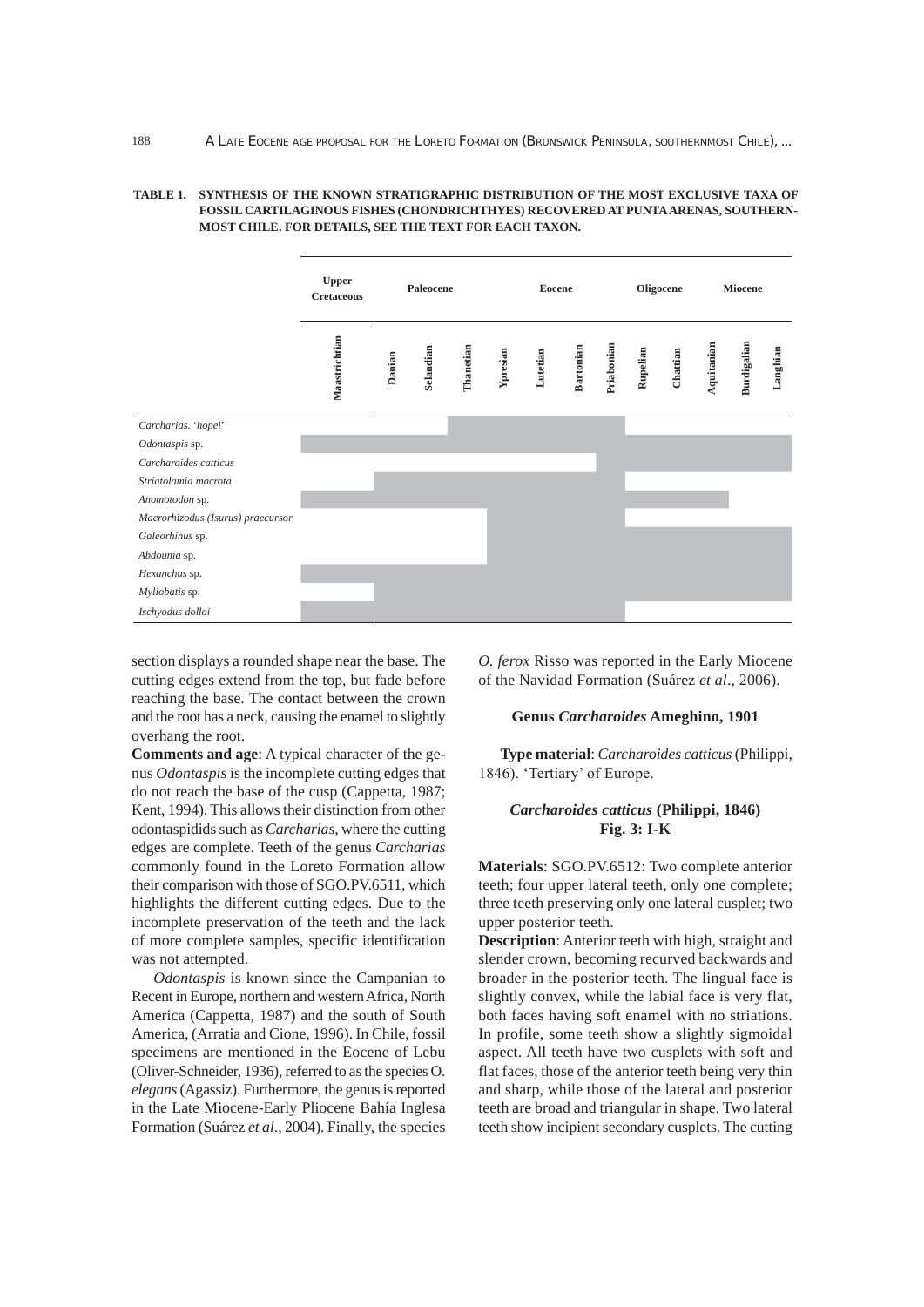**TABLE 1. SYNTHESIS OF THE KNOWN STRATIGRAPHIC DISTRIBUTION OF THE MOST EXCLUSIVE TAXA OF FOSSIL CARTILAGINOUS FISHES (CHONDRICHTHYES) RECOVERED AT PUNTA ARENAS, SOUTHERNMOST CHILE. FOR DETAILS, SEE THE TEXT FOR EACH TAXON.**

| | Upper Cretaceous | Paleocene | | | Eocene | | | | Oligocene | | Miocene | | |
|---|---|---|---|---|---|---|---|---|---|---|---|---|---|
| | Maastrichtian | Danian | Selandian | Thanetian | Ypresian | Lutetian | Bartonian | Priabonian | Rupelian | Chattian | Aquitanian | Burdigalian | Langhian |
| *Carcharias*. '*hopei*' | | | | ■ | ■ | ■ | ■ | ■ | | | | | |
| *Odontaspis* sp. | ■ | ■ | ■ | ■ | ■ | ■ | ■ | ■ | ■ | ■ | ■ | ■ | ■ |
| *Carcharoides catticus* | | | | | | | | ■ | ■ | ■ | ■ | ■ | ■ |
| *Striatolamia macrota* | | ■ | ■ | ■ | ■ | ■ | ■ | ■ | | | | | |
| *Anomotodon* sp. | ■ | ■ | ■ | ■ | ■ | ■ | ■ | ■ | ■ | ■ | ■ | | |
| *Macrorhizodus (Isurus) praecursor* | | | | | ■ | ■ | ■ | ■ | | | | | |
| *Galeorhinus* sp. | | | | | ■ | ■ | ■ | ■ | ■ | ■ | ■ | ■ | ■ |
| *Abdounia* sp. | | | | | ■ | ■ | ■ | ■ | ■ | ■ | ■ | ■ | ■ |
| *Hexanchus* sp. | ■ | ■ | ■ | ■ | ■ | ■ | ■ | ■ | ■ | ■ | ■ | ■ | ■ |
| *Myliobatis* sp. | | ■ | ■ | ■ | ■ | ■ | ■ | ■ | ■ | ■ | ■ | ■ | ■ |
| *Ischyodus dolloi* | ■ | ■ | ■ | ■ | ■ | ■ | ■ | ■ | | | | | |

section displays a rounded shape near the base. The cutting edges extend from the top, but fade before reaching the base. The contact between the crown and the root has a neck, causing the enamel to slightly overhang the root.

**Comments and age**: A typical character of the genus *Odontaspis* is the incomplete cutting edges that do not reach the base of the cusp (Cappetta, 1987; Kent, 1994). This allows their distinction from other odontaspidids such as *Carcharias*, where the cutting edges are complete. Teeth of the genus *Carcharias* commonly found in the Loreto Formation allow their comparison with those of SGO.PV.6511, which highlights the different cutting edges. Due to the incomplete preservation of the teeth and the lack of more complete samples, specific identification was not attempted.

*Odontaspis* is known since the Campanian to Recent in Europe, northern and western Africa, North America (Cappetta, 1987) and the south of South America, (Arratia and Cione, 1996). In Chile, fossil specimens are mentioned in the Eocene of Lebu (Oliver-Schneider, 1936), referred to as the species O. *elegans* (Agassiz). Furthermore, the genus is reported in the Late Miocene-Early Pliocene Bahía Inglesa Formation (Suárez *et al*., 2004). Finally, the species *O. ferox* Risso was reported in the Early Miocene of the Navidad Formation (Suárez *et al*., 2006).

### Genus *Carcharoides* Ameghino, 1901

**Type material**: *Carcharoides catticus* (Philippi, 1846). 'Tertiary' of Europe.

### *Carcharoides catticus* (Philippi, 1846) Fig. 3: I-K

**Materials**: SGO.PV.6512: Two complete anterior teeth; four upper lateral teeth, only one complete; three teeth preserving only one lateral cusplet; two upper posterior teeth.

**Description**: Anterior teeth with high, straight and slender crown, becoming recurved backwards and broader in the posterior teeth. The lingual face is slightly convex, while the labial face is very flat, both faces having soft enamel with no striations. In profile, some teeth show a slightly sigmoidal aspect. All teeth have two cusplets with soft and flat faces, those of the anterior teeth being very thin and sharp, while those of the lateral and posterior teeth are broad and triangular in shape. Two lateral teeth show incipient secondary cusplets. The cutting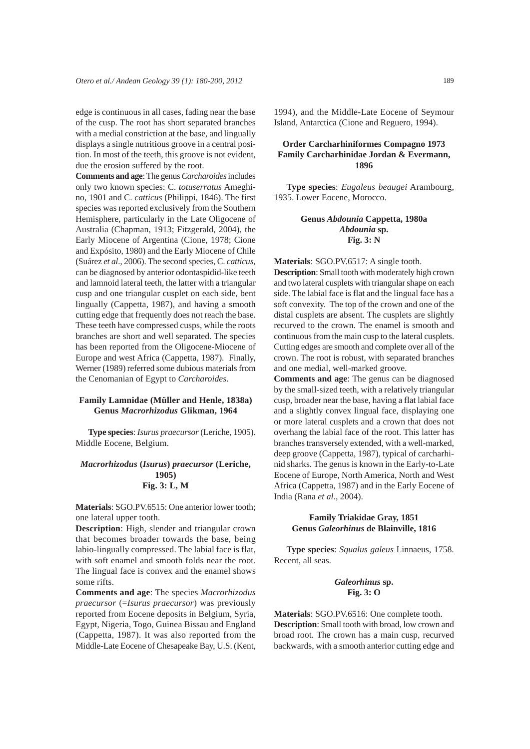edge is continuous in all cases, fading near the base of the cusp. The root has short separated branches with a medial constriction at the base, and lingually displays a single nutritious groove in a central position. In most of the teeth, this groove is not evident, due the erosion suffered by the root.

**Comments and age**: The genus *Carcharoides* includes only two known species: C. *totuserratus* Ameghino, 1901 and C. *catticus* (Philippi, 1846). The first species was reported exclusively from the Southern Hemisphere, particularly in the Late Oligocene of Australia (Chapman, 1913; Fitzgerald, 2004), the Early Miocene of Argentina (Cione, 1978; Cione and Expósito, 1980) and the Early Miocene of Chile (Suárez *et al*., 2006). The second species, C. *catticus*, can be diagnosed by anterior odontaspidid-like teeth and lamnoid lateral teeth, the latter with a triangular cusp and one triangular cusplet on each side, bent lingually (Cappetta, 1987), and having a smooth cutting edge that frequently does not reach the base. These teeth have compressed cusps, while the roots branches are short and well separated. The species has been reported from the Oligocene-Miocene of Europe and west Africa (Cappetta, 1987). Finally, Werner (1989) referred some dubious materials from the Cenomanian of Egypt to *Carcharoides*.

### Family Lamnidae (Müller and Henle, 1838a)
### Genus *Macrorhizodus* Glikman, 1964

**Type species**: *Isurus praecursor* (Leriche, 1905). Middle Eocene, Belgium.

#### *Macrorhizodus* (*Isurus*) *praecursor* (Leriche, 1905)
**Fig. 3: L, M**

**Materials**: SGO.PV.6515: One anterior lower tooth; one lateral upper tooth.

**Description**: High, slender and triangular crown that becomes broader towards the base, being labio-lingually compressed. The labial face is flat, with soft enamel and smooth folds near the root. The lingual face is convex and the enamel shows some rifts.

**Comments and age**: The species *Macrorhizodus praecursor* (=*Isurus praecursor*) was previously reported from Eocene deposits in Belgium, Syria, Egypt, Nigeria, Togo, Guinea Bissau and England (Cappetta, 1987). It was also reported from the Middle-Late Eocene of Chesapeake Bay, U.S. (Kent, 1994), and the Middle-Late Eocene of Seymour Island, Antarctica (Cione and Reguero, 1994).

### Order Carcharhiniformes Compagno 1973
### Family Carcharhinidae Jordan & Evermann, 1896

**Type species**: *Eugaleus beaugei* Arambourg, 1935. Lower Eocene, Morocco.

### Genus *Abdounia* Cappetta, 1980a
#### *Abdounia* sp.
**Fig. 3: N**

**Materials**: SGO.PV.6517: A single tooth.

**Description**: Small tooth with moderately high crown and two lateral cusplets with triangular shape on each side. The labial face is flat and the lingual face has a soft convexity. The top of the crown and one of the distal cusplets are absent. The cusplets are slightly recurved to the crown. The enamel is smooth and continuous from the main cusp to the lateral cusplets. Cutting edges are smooth and complete over all of the crown. The root is robust, with separated branches and one medial, well-marked groove.

**Comments and age**: The genus can be diagnosed by the small-sized teeth, with a relatively triangular cusp, broader near the base, having a flat labial face and a slightly convex lingual face, displaying one or more lateral cusplets and a crown that does not overhang the labial face of the root. This latter has branches transversely extended, with a well-marked, deep groove (Cappetta, 1987), typical of carcharhinid sharks. The genus is known in the Early-to-Late Eocene of Europe, North America, North and West Africa (Cappetta, 1987) and in the Early Eocene of India (Rana *et al*., 2004).

### Family Triakidae Gray, 1851
### Genus *Galeorhinus* de Blainville, 1816

**Type species**: *Squalus galeus* Linnaeus, 1758. Recent, all seas.

#### *Galeorhinus* sp.
**Fig. 3: O**

**Materials**: SGO.PV.6516: One complete tooth.

**Description**: Small tooth with broad, low crown and broad root. The crown has a main cusp, recurved backwards, with a smooth anterior cutting edge and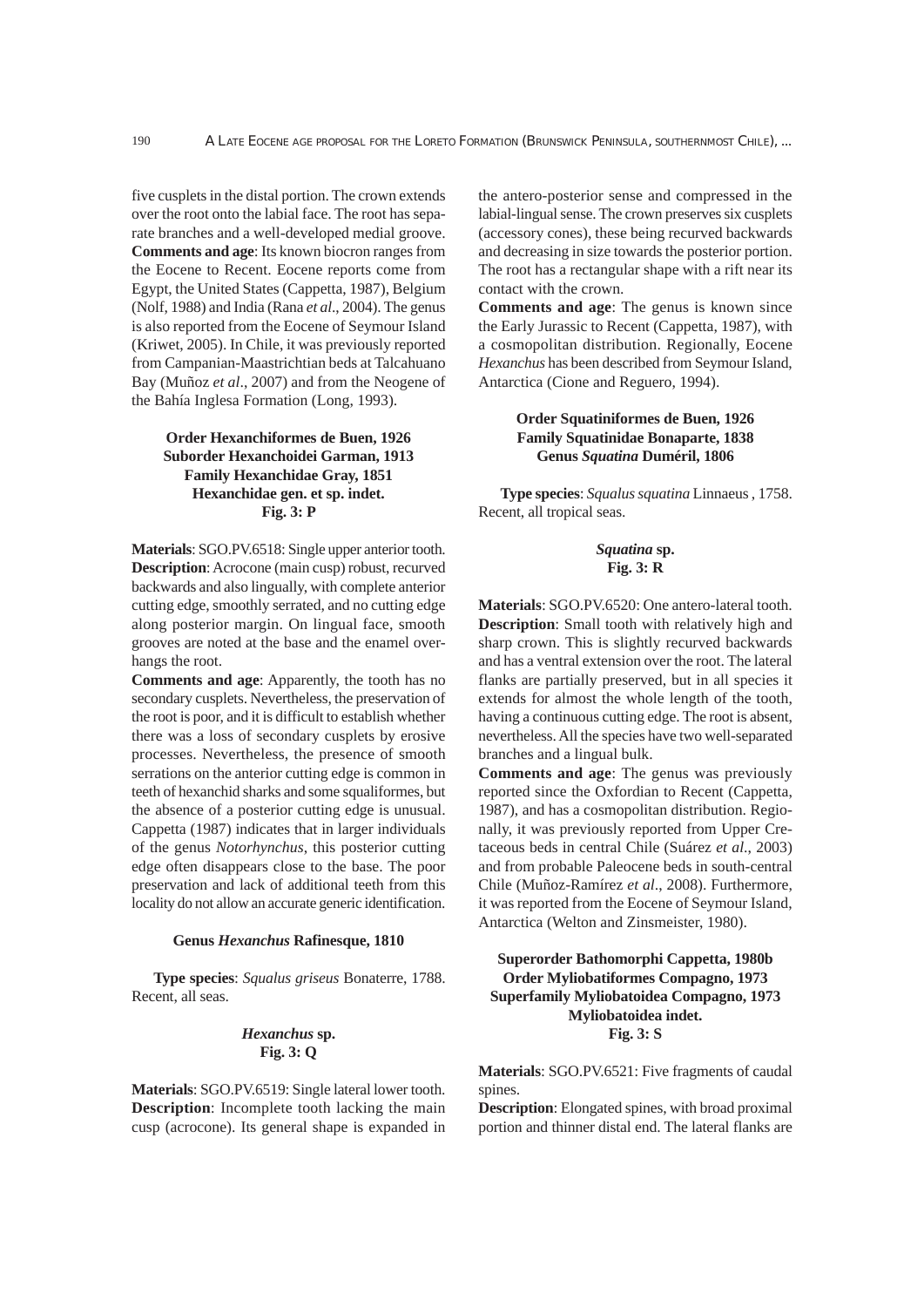five cusplets in the distal portion. The crown extends over the root onto the labial face. The root has separate branches and a well-developed medial groove.

**Comments and age**: Its known biocron ranges from the Eocene to Recent. Eocene reports come from Egypt, the United States (Cappetta, 1987), Belgium (Nolf, 1988) and India (Rana *et al*., 2004). The genus is also reported from the Eocene of Seymour Island (Kriwet, 2005). In Chile, it was previously reported from Campanian-Maastrichtian beds at Talcahuano Bay (Muñoz *et al*., 2007) and from the Neogene of the Bahía Inglesa Formation (Long, 1993).

**Order Hexanchiformes de Buen, 1926**
**Suborder Hexanchoidei Garman, 1913**
**Family Hexanchidae Gray, 1851**
**Hexanchidae gen. et sp. indet.**
**Fig. 3: P**

**Materials**: SGO.PV.6518: Single upper anterior tooth.

**Description**: Acrocone (main cusp) robust, recurved backwards and also lingually, with complete anterior cutting edge, smoothly serrated, and no cutting edge along posterior margin. On lingual face, smooth grooves are noted at the base and the enamel overhangs the root.

**Comments and age**: Apparently, the tooth has no secondary cusplets. Nevertheless, the preservation of the root is poor, and it is difficult to establish whether there was a loss of secondary cusplets by erosive processes. Nevertheless, the presence of smooth serrations on the anterior cutting edge is common in teeth of hexanchid sharks and some squaliformes, but the absence of a posterior cutting edge is unusual. Cappetta (1987) indicates that in larger individuals of the genus *Notorhynchus*, this posterior cutting edge often disappears close to the base. The poor preservation and lack of additional teeth from this locality do not allow an accurate generic identification.

**Genus *Hexanchus* Rafinesque, 1810**

**Type species**: *Squalus griseus* Bonaterre, 1788. Recent, all seas.

***Hexanchus* sp.**
**Fig. 3: Q**

**Materials**: SGO.PV.6519: Single lateral lower tooth.

**Description**: Incomplete tooth lacking the main cusp (acrocone). Its general shape is expanded in the antero-posterior sense and compressed in the labial-lingual sense. The crown preserves six cusplets (accessory cones), these being recurved backwards and decreasing in size towards the posterior portion. The root has a rectangular shape with a rift near its contact with the crown.

**Comments and age**: The genus is known since the Early Jurassic to Recent (Cappetta, 1987), with a cosmopolitan distribution. Regionally, Eocene *Hexanchus* has been described from Seymour Island, Antarctica (Cione and Reguero, 1994).

**Order Squatiniformes de Buen, 1926**
**Family Squatinidae Bonaparte, 1838**
**Genus *Squatina* Duméril, 1806**

**Type species**: *Squalus squatina* Linnaeus , 1758. Recent, all tropical seas.

***Squatina* sp.**
**Fig. 3: R**

**Materials**: SGO.PV.6520: One antero-lateral tooth.

**Description**: Small tooth with relatively high and sharp crown. This is slightly recurved backwards and has a ventral extension over the root. The lateral flanks are partially preserved, but in all species it extends for almost the whole length of the tooth, having a continuous cutting edge. The root is absent, nevertheless. All the species have two well-separated branches and a lingual bulk.

**Comments and age**: The genus was previously reported since the Oxfordian to Recent (Cappetta, 1987), and has a cosmopolitan distribution. Regionally, it was previously reported from Upper Cretaceous beds in central Chile (Suárez *et al*., 2003) and from probable Paleocene beds in south-central Chile (Muñoz-Ramírez *et al*., 2008). Furthermore, it was reported from the Eocene of Seymour Island, Antarctica (Welton and Zinsmeister, 1980).

**Superorder Bathomorphi Cappetta, 1980b**
**Order Myliobatiformes Compagno, 1973**
**Superfamily Myliobatoidea Compagno, 1973**
**Myliobatoidea indet.**
**Fig. 3: S**

**Materials**: SGO.PV.6521: Five fragments of caudal spines.

**Description**: Elongated spines, with broad proximal portion and thinner distal end. The lateral flanks are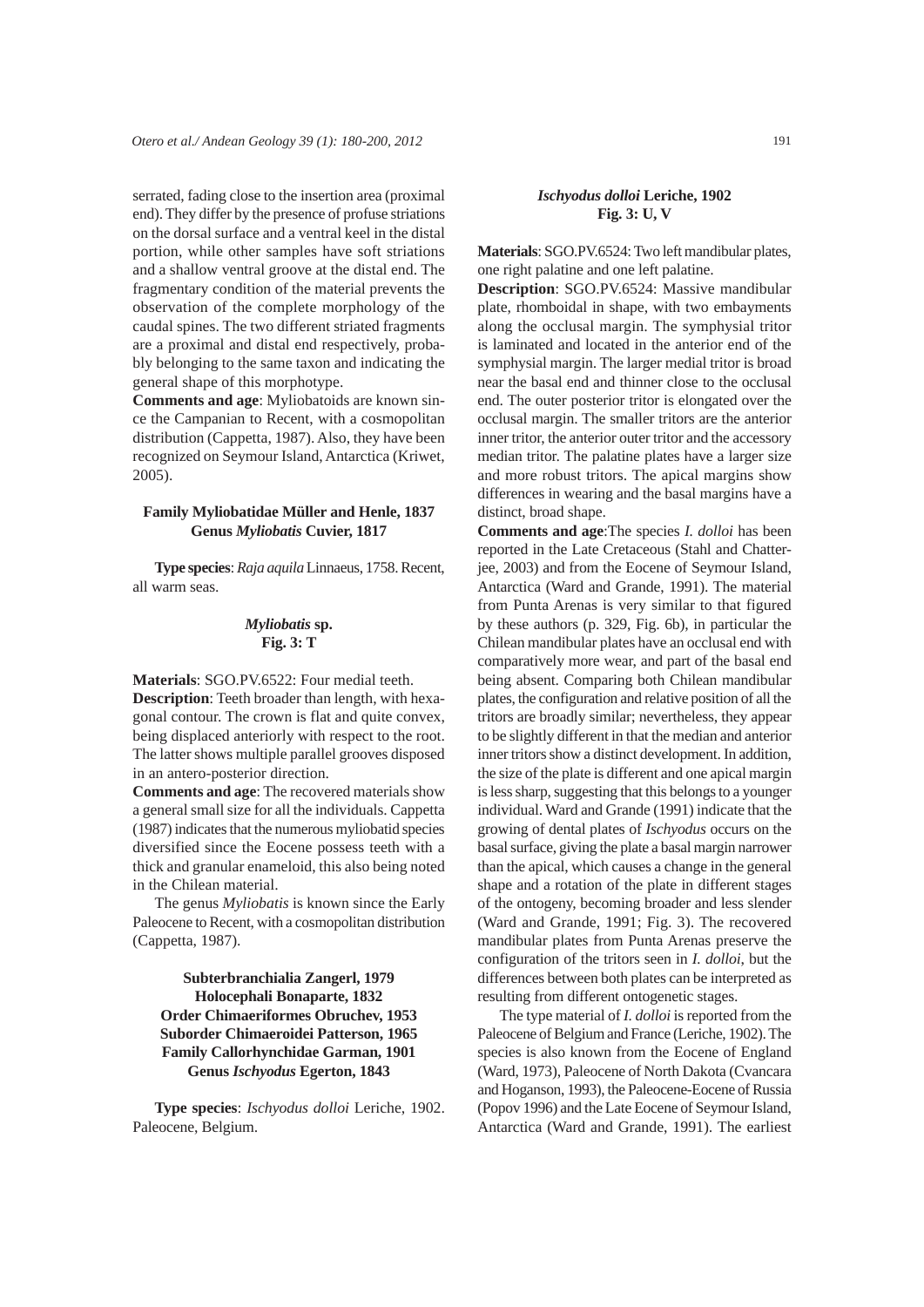serrated, fading close to the insertion area (proximal end). They differ by the presence of profuse striations on the dorsal surface and a ventral keel in the distal portion, while other samples have soft striations and a shallow ventral groove at the distal end. The fragmentary condition of the material prevents the observation of the complete morphology of the caudal spines. The two different striated fragments are a proximal and distal end respectively, probably belonging to the same taxon and indicating the general shape of this morphotype.

**Comments and age**: Myliobatoids are known since the Campanian to Recent, with a cosmopolitan distribution (Cappetta, 1987). Also, they have been recognized on Seymour Island, Antarctica (Kriwet, 2005).

### Family Myliobatidae Müller and Henle, 1837
### Genus *Myliobatis* Cuvier, 1817

**Type species**: *Raja aquila* Linnaeus, 1758. Recent, all warm seas.

#### *Myliobatis* sp.
**Fig. 3: T**

**Materials**: SGO.PV.6522: Four medial teeth.

**Description**: Teeth broader than length, with hexagonal contour. The crown is flat and quite convex, being displaced anteriorly with respect to the root. The latter shows multiple parallel grooves disposed in an antero-posterior direction.

**Comments and age**: The recovered materials show a general small size for all the individuals. Cappetta (1987) indicates that the numerous myliobatid species diversified since the Eocene possess teeth with a thick and granular enameloid, this also being noted in the Chilean material.

The genus *Myliobatis* is known since the Early Paleocene to Recent, with a cosmopolitan distribution (Cappetta, 1987).

### Subterbranchialia Zangerl, 1979
### Holocephali Bonaparte, 1832
### Order Chimaeriformes Obruchev, 1953
### Suborder Chimaeroidei Patterson, 1965
### Family Callorhynchidae Garman, 1901
### Genus *Ischyodus* Egerton, 1843

**Type species**: *Ischyodus dolloi* Leriche, 1902. Paleocene, Belgium.

#### *Ischyodus dolloi* Leriche, 1902
**Fig. 3: U, V**

**Materials**: SGO.PV.6524: Two left mandibular plates, one right palatine and one left palatine.

**Description**: SGO.PV.6524: Massive mandibular plate, rhomboidal in shape, with two embayments along the occlusal margin. The symphysial tritor is laminated and located in the anterior end of the symphysial margin. The larger medial tritor is broad near the basal end and thinner close to the occlusal end. The outer posterior tritor is elongated over the occlusal margin. The smaller tritors are the anterior inner tritor, the anterior outer tritor and the accessory median tritor. The palatine plates have a larger size and more robust tritors. The apical margins show differences in wearing and the basal margins have a distinct, broad shape.

**Comments and age**:The species *I. dolloi* has been reported in the Late Cretaceous (Stahl and Chatterjee, 2003) and from the Eocene of Seymour Island, Antarctica (Ward and Grande, 1991). The material from Punta Arenas is very similar to that figured by these authors (p. 329, Fig. 6b), in particular the Chilean mandibular plates have an occlusal end with comparatively more wear, and part of the basal end being absent. Comparing both Chilean mandibular plates, the configuration and relative position of all the tritors are broadly similar; nevertheless, they appear to be slightly different in that the median and anterior inner tritors show a distinct development. In addition, the size of the plate is different and one apical margin is less sharp, suggesting that this belongs to a younger individual. Ward and Grande (1991) indicate that the growing of dental plates of *Ischyodus* occurs on the basal surface, giving the plate a basal margin narrower than the apical, which causes a change in the general shape and a rotation of the plate in different stages of the ontogeny, becoming broader and less slender (Ward and Grande, 1991; Fig. 3). The recovered mandibular plates from Punta Arenas preserve the configuration of the tritors seen in *I. dolloi*, but the differences between both plates can be interpreted as resulting from different ontogenetic stages.

The type material of *I. dolloi* is reported from the Paleocene of Belgium and France (Leriche, 1902). The species is also known from the Eocene of England (Ward, 1973), Paleocene of North Dakota (Cvancara and Hoganson, 1993), the Paleocene-Eocene of Russia (Popov 1996) and the Late Eocene of Seymour Island, Antarctica (Ward and Grande, 1991). The earliest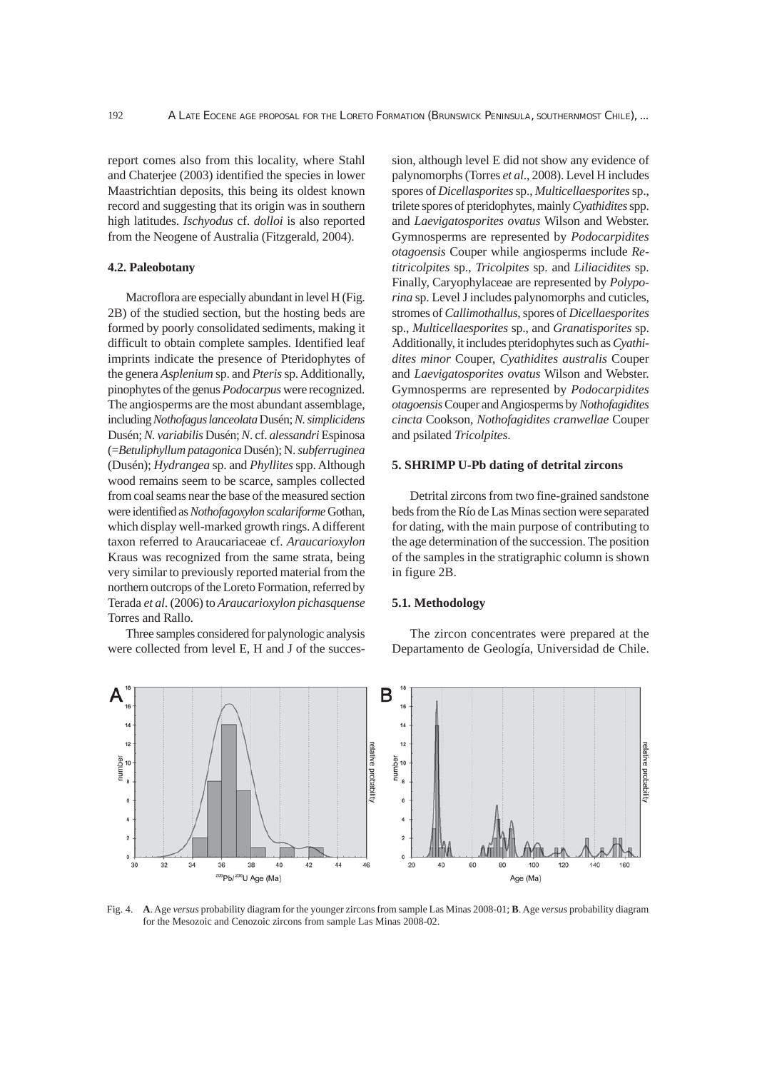report comes also from this locality, where Stahl and Chaterjee (2003) identified the species in lower Maastrichtian deposits, this being its oldest known record and suggesting that its origin was in southern high latitudes. *Ischyodus* cf. *dolloi* is also reported from the Neogene of Australia (Fitzgerald, 2004).

### 4.2. Paleobotany

Macroflora are especially abundant in level H (Fig. 2B) of the studied section, but the hosting beds are formed by poorly consolidated sediments, making it difficult to obtain complete samples. Identified leaf imprints indicate the presence of Pteridophytes of the genera *Asplenium* sp. and *Pteris* sp. Additionally, pinophytes of the genus *Podocarpus* were recognized. The angiosperms are the most abundant assemblage, including *Nothofagus lanceolata* Dusén; *N. simplicidens* Dusén; *N. variabilis* Dusén; *N.* cf. *alessandri* Espinosa (=*Betuliphyllum patagonica* Dusén); N. *subferruginea* (Dusén); *Hydrangea* sp. and *Phyllites* spp. Although wood remains seem to be scarce, samples collected from coal seams near the base of the measured section were identified as *Nothofagoxylon scalariforme* Gothan, which display well-marked growth rings. A different taxon referred to Araucariaceae cf. *Araucarioxylon* Kraus was recognized from the same strata, being very similar to previously reported material from the northern outcrops of the Loreto Formation, referred by Terada *et al*. (2006) to *Araucarioxylon pichasquense* Torres and Rallo.

Three samples considered for palynologic analysis were collected from level E, H and J of the succession, although level E did not show any evidence of palynomorphs (Torres *et al*., 2008). Level H includes spores of *Dicellasporites* sp., *Multicellaesporites* sp., trilete spores of pteridophytes, mainly *Cyathidites* spp. and *Laevigatosporites ovatus* Wilson and Webster. Gymnosperms are represented by *Podocarpidites otagoensis* Couper while angiosperms include *Retitricolpites* sp., *Tricolpites* sp. and *Liliacidites* sp. Finally, Caryophylaceae are represented by *Polyporina* sp. Level J includes palynomorphs and cuticles, stromes of *Callimothallus*, spores of *Dicellaesporites* sp., *Multicellaesporites* sp., and *Granatisporites* sp. Additionally, it includes pteridophytes such as *Cyathidites minor* Couper, *Cyathidites australis* Couper and *Laevigatosporites ovatus* Wilson and Webster. Gymnosperms are represented by *Podocarpidites otagoensis* Couper and Angiosperms by *Nothofagidites cincta* Cookson, *Nothofagidites cranwellae* Couper and psilated *Tricolpites*.

## 5. SHRIMP U-Pb dating of detrital zircons

Detrital zircons from two fine-grained sandstone beds from the Río de Las Minas section were separated for dating, with the main purpose of contributing to the age determination of the succession. The position of the samples in the stratigraphic column is shown in figure 2B.

### 5.1. Methodology

The zircon concentrates were prepared at the Departamento de Geología, Universidad de Chile.

Fig. 4. **A**. Age *versus* probability diagram for the younger zircons from sample Las Minas 2008-01; **B**. Age *versus* probability diagram for the Mesozoic and Cenozoic zircons from sample Las Minas 2008-02.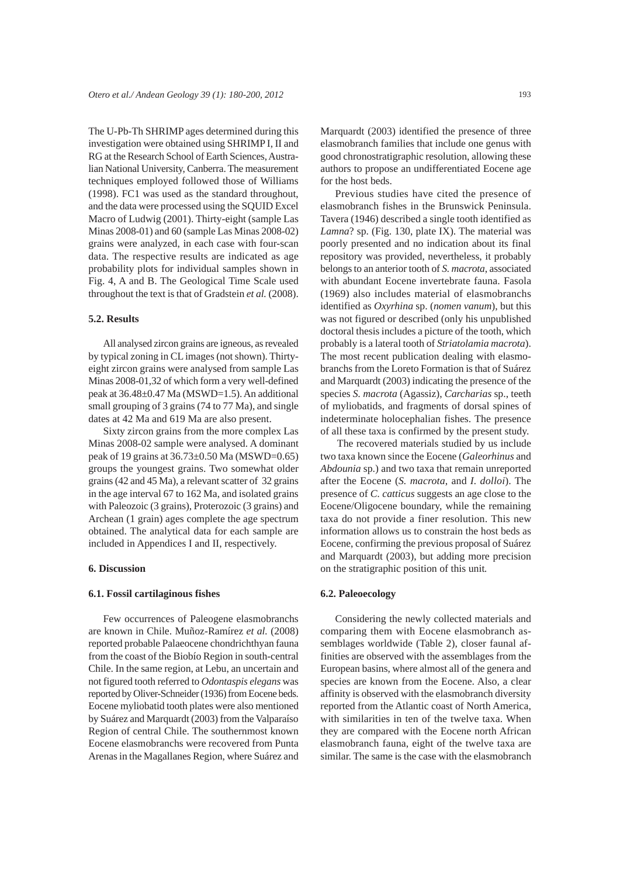The U-Pb-Th SHRIMP ages determined during this investigation were obtained using SHRIMP I, II and RG at the Research School of Earth Sciences, Australian National University, Canberra. The measurement techniques employed followed those of Williams (1998). FC1 was used as the standard throughout, and the data were processed using the SQUID Excel Macro of Ludwig (2001). Thirty-eight (sample Las Minas 2008-01) and 60 (sample Las Minas 2008-02) grains were analyzed, in each case with four-scan data. The respective results are indicated as age probability plots for individual samples shown in Fig. 4, A and B. The Geological Time Scale used throughout the text is that of Gradstein *et al.* (2008).

### 5.2. Results

All analysed zircon grains are igneous, as revealed by typical zoning in CL images (not shown). Thirty-eight zircon grains were analysed from sample Las Minas 2008-01,32 of which form a very well-defined peak at 36.48±0.47 Ma (MSWD=1.5). An additional small grouping of 3 grains (74 to 77 Ma), and single dates at 42 Ma and 619 Ma are also present.

Sixty zircon grains from the more complex Las Minas 2008-02 sample were analysed. A dominant peak of 19 grains at 36.73±0.50 Ma (MSWD=0.65) groups the youngest grains. Two somewhat older grains (42 and 45 Ma), a relevant scatter of 32 grains in the age interval 67 to 162 Ma, and isolated grains with Paleozoic (3 grains), Proterozoic (3 grains) and Archean (1 grain) ages complete the age spectrum obtained. The analytical data for each sample are included in Appendices I and II, respectively.

## 6. Discussion

### 6.1. Fossil cartilaginous fishes

Few occurrences of Paleogene elasmobranchs are known in Chile. Muñoz-Ramírez *et al.* (2008) reported probable Palaeocene chondrichthyan fauna from the coast of the Biobío Region in south-central Chile. In the same region, at Lebu, an uncertain and not figured tooth referred to *Odontaspis elegans* was reported by Oliver-Schneider (1936) from Eocene beds. Eocene myliobatid tooth plates were also mentioned by Suárez and Marquardt (2003) from the Valparaíso Region of central Chile. The southernmost known Eocene elasmobranchs were recovered from Punta Arenas in the Magallanes Region, where Suárez and Marquardt (2003) identified the presence of three elasmobranch families that include one genus with good chronostratigraphic resolution, allowing these authors to propose an undifferentiated Eocene age for the host beds.

Previous studies have cited the presence of elasmobranch fishes in the Brunswick Peninsula. Tavera (1946) described a single tooth identified as *Lamna*? sp. (Fig. 130, plate IX). The material was poorly presented and no indication about its final repository was provided, nevertheless, it probably belongs to an anterior tooth of *S. macrota*, associated with abundant Eocene invertebrate fauna. Fasola (1969) also includes material of elasmobranchs identified as *Oxyrhina* sp. (*nomen vanum*), but this was not figured or described (only his unpublished doctoral thesis includes a picture of the tooth, which probably is a lateral tooth of *Striatolamia macrota*). The most recent publication dealing with elasmobranchs from the Loreto Formation is that of Suárez and Marquardt (2003) indicating the presence of the species *S. macrota* (Agassiz), *Carcharias* sp., teeth of myliobatids, and fragments of dorsal spines of indeterminate holocephalian fishes. The presence of all these taxa is confirmed by the present study.

The recovered materials studied by us include two taxa known since the Eocene (*Galeorhinus* and *Abdounia* sp.) and two taxa that remain unreported after the Eocene (*S. macrota*, and *I. dolloi*). The presence of *C. catticus* suggests an age close to the Eocene/Oligocene boundary, while the remaining taxa do not provide a finer resolution. This new information allows us to constrain the host beds as Eocene, confirming the previous proposal of Suárez and Marquardt (2003), but adding more precision on the stratigraphic position of this unit.

### 6.2. Paleoecology

Considering the newly collected materials and comparing them with Eocene elasmobranch assemblages worldwide (Table 2), closer faunal affinities are observed with the assemblages from the European basins, where almost all of the genera and species are known from the Eocene. Also, a clear affinity is observed with the elasmobranch diversity reported from the Atlantic coast of North America, with similarities in ten of the twelve taxa. When they are compared with the Eocene north African elasmobranch fauna, eight of the twelve taxa are similar. The same is the case with the elasmobranch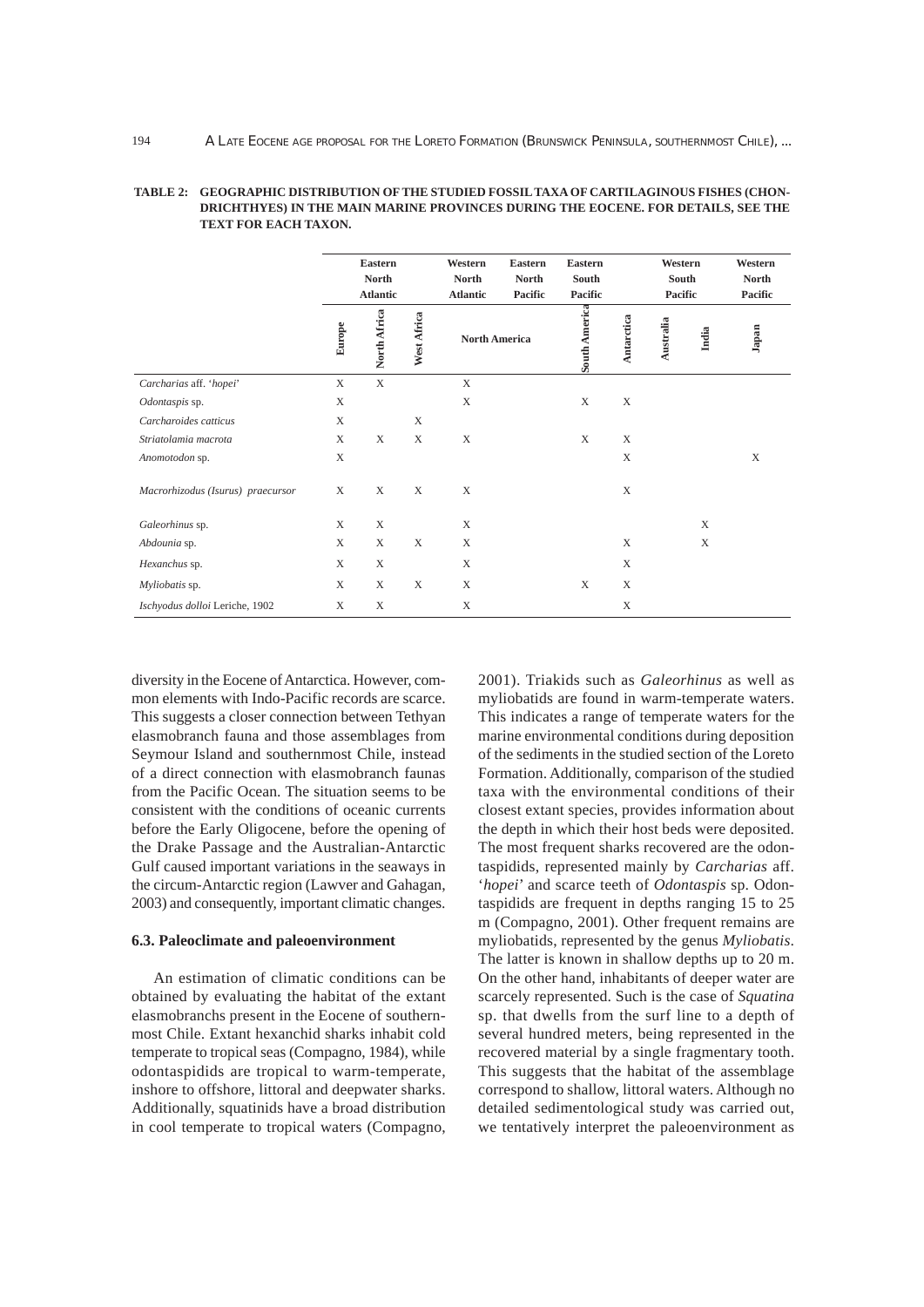**TABLE 2: GEOGRAPHIC DISTRIBUTION OF THE STUDIED FOSSIL TAXA OF CARTILAGINOUS FISHES (CHONDRICHTHYES) IN THE MAIN MARINE PROVINCES DURING THE EOCENE. FOR DETAILS, SEE THE TEXT FOR EACH TAXON.**

| | Eastern North Atlantic | | | Western North Atlantic / Eastern North Pacific | Eastern South Pacific | | Western South Pacific | | Western North Pacific |
|---|---|---|---|---|---|---|---|---|---|
| | Europe | North Africa | West Africa | North America | South America | Antarctica | Australia | India | Japan |
| *Carcharias* aff. '*hopei*' | X | X | | X | | | | | |
| *Odontaspis* sp. | X | | | X | X | X | | | |
| *Carcharoides catticus* | X | | X | | | | | | |
| *Striatolamia macrota* | X | X | X | X | X | X | | | |
| *Anomotodon* sp. | X | | | | | X | | | X |
| *Macrorhizodus (Isurus) praecursor* | X | X | X | X | | X | | | |
| *Galeorhinus* sp. | X | X | | X | | | | X | |
| *Abdounia* sp. | X | X | X | X | | X | | X | |
| *Hexanchus* sp. | X | X | | X | | X | | | |
| *Myliobatis* sp. | X | X | X | X | X | X | | | |
| *Ischyodus dolloi* Leriche, 1902 | X | X | | X | | X | | | |

diversity in the Eocene of Antarctica. However, common elements with Indo-Pacific records are scarce. This suggests a closer connection between Tethyan elasmobranch fauna and those assemblages from Seymour Island and southernmost Chile, instead of a direct connection with elasmobranch faunas from the Pacific Ocean. The situation seems to be consistent with the conditions of oceanic currents before the Early Oligocene, before the opening of the Drake Passage and the Australian-Antarctic Gulf caused important variations in the seaways in the circum-Antarctic region (Lawver and Gahagan, 2003) and consequently, important climatic changes.

### 6.3. Paleoclimate and paleoenvironment

An estimation of climatic conditions can be obtained by evaluating the habitat of the extant elasmobranchs present in the Eocene of southernmost Chile. Extant hexanchid sharks inhabit cold temperate to tropical seas (Compagno, 1984), while odontaspidids are tropical to warm-temperate, inshore to offshore, littoral and deepwater sharks. Additionally, squatinids have a broad distribution in cool temperate to tropical waters (Compagno, 2001). Triakids such as *Galeorhinus* as well as myliobatids are found in warm-temperate waters. This indicates a range of temperate waters for the marine environmental conditions during deposition of the sediments in the studied section of the Loreto Formation. Additionally, comparison of the studied taxa with the environmental conditions of their closest extant species, provides information about the depth in which their host beds were deposited. The most frequent sharks recovered are the odontaspidids, represented mainly by *Carcharias* aff. '*hopei*' and scarce teeth of *Odontaspis* sp. Odontaspidids are frequent in depths ranging 15 to 25 m (Compagno, 2001). Other frequent remains are myliobatids, represented by the genus *Myliobatis*. The latter is known in shallow depths up to 20 m. On the other hand, inhabitants of deeper water are scarcely represented. Such is the case of *Squatina* sp. that dwells from the surf line to a depth of several hundred meters, being represented in the recovered material by a single fragmentary tooth. This suggests that the habitat of the assemblage correspond to shallow, littoral waters. Although no detailed sedimentological study was carried out, we tentatively interpret the paleoenvironment as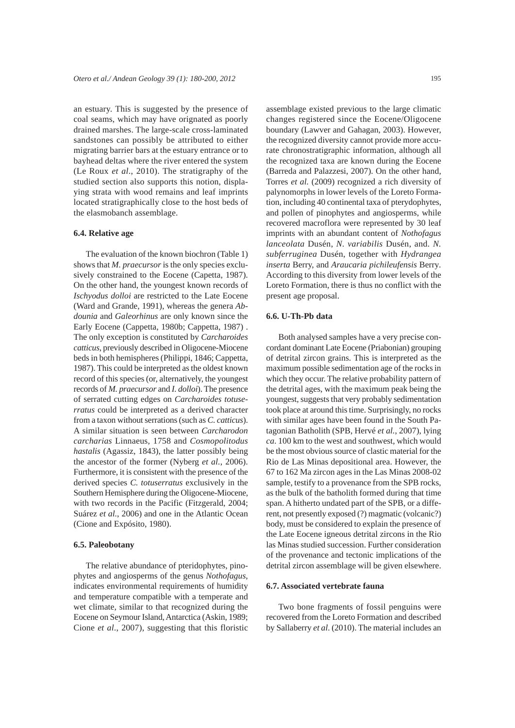an estuary. This is suggested by the presence of coal seams, which may have orignated as poorly drained marshes. The large-scale cross-laminated sandstones can possibly be attributed to either migrating barrier bars at the estuary entrance or to bayhead deltas where the river entered the system (Le Roux *et al*., 2010). The stratigraphy of the studied section also supports this notion, displaying strata with wood remains and leaf imprints located stratigraphically close to the host beds of the elasmobanch assemblage.

### 6.4. Relative age

The evaluation of the known biochron (Table 1) shows that *M. praecursor* is the only species exclusively constrained to the Eocene (Capetta, 1987). On the other hand, the youngest known records of *Ischyodus dolloi* are restricted to the Late Eocene (Ward and Grande, 1991), whereas the genera *Abdounia* and *Galeorhinus* are only known since the Early Eocene (Cappetta, 1980b; Cappetta, 1987) . The only exception is constituted by *Carcharoides catticus*, previously described in Oligocene-Miocene beds in both hemispheres (Philippi, 1846; Cappetta, 1987). This could be interpreted as the oldest known record of this species (or, alternatively, the youngest records of *M. praecursor* and *I. dolloi*). The presence of serrated cutting edges on *Carcharoides totuserratus* could be interpreted as a derived character from a taxon without serrations (such as *C. catticus*). A similar situation is seen between *Carcharodon carcharias* Linnaeus, 1758 and *Cosmopolitodus hastalis* (Agassiz, 1843), the latter possibly being the ancestor of the former (Nyberg *et al.*, 2006). Furthermore, it is consistent with the presence of the derived species *C. totuserratus* exclusively in the Southern Hemisphere during the Oligocene-Miocene, with two records in the Pacific (Fitzgerald, 2004; Suárez *et al.*, 2006) and one in the Atlantic Ocean (Cione and Expósito, 1980).

### 6.5. Paleobotany

The relative abundance of pteridophytes, pinophytes and angiosperms of the genus *Nothofagus*, indicates environmental requirements of humidity and temperature compatible with a temperate and wet climate, similar to that recognized during the Eocene on Seymour Island, Antarctica (Askin, 1989; Cione *et al*., 2007), suggesting that this floristic assemblage existed previous to the large climatic changes registered since the Eocene/Oligocene boundary (Lawver and Gahagan, 2003). However, the recognized diversity cannot provide more accurate chronostratigraphic information, although all the recognized taxa are known during the Eocene (Barreda and Palazzesi, 2007). On the other hand, Torres *et al.* (2009) recognized a rich diversity of palynomorphs in lower levels of the Loreto Formation, including 40 continental taxa of pterydophytes, and pollen of pinophytes and angiosperms, while recovered macroflora were represented by 30 leaf imprints with an abundant content of *Nothofagus lanceolata* Dusén, *N. variabilis* Dusén, and. *N. subferruginea* Dusén, together with *Hydrangea inserta* Berry, and *Araucaria pichileufensis* Berry. According to this diversity from lower levels of the Loreto Formation, there is thus no conflict with the present age proposal.

### 6.6. U-Th-Pb data

Both analysed samples have a very precise concordant dominant Late Eocene (Priabonian) grouping of detrital zircon grains. This is interpreted as the maximum possible sedimentation age of the rocks in which they occur. The relative probability pattern of the detrital ages, with the maximum peak being the youngest, suggests that very probably sedimentation took place at around this time. Surprisingly, no rocks with similar ages have been found in the South Patagonian Batholith (SPB, Hervé *et al.*, 2007), lying *ca.* 100 km to the west and southwest, which would be the most obvious source of clastic material for the Rio de Las Minas depositional area. However, the 67 to 162 Ma zircon ages in the Las Minas 2008-02 sample, testify to a provenance from the SPB rocks, as the bulk of the batholith formed during that time span. A hitherto undated part of the SPB, or a different, not presently exposed (?) magmatic (volcanic?) body, must be considered to explain the presence of the Late Eocene igneous detrital zircons in the Rio las Minas studied succession. Further consideration of the provenance and tectonic implications of the detrital zircon assemblage will be given elsewhere.

### 6.7. Associated vertebrate fauna

Two bone fragments of fossil penguins were recovered from the Loreto Formation and described by Sallaberry *et al.* (2010). The material includes an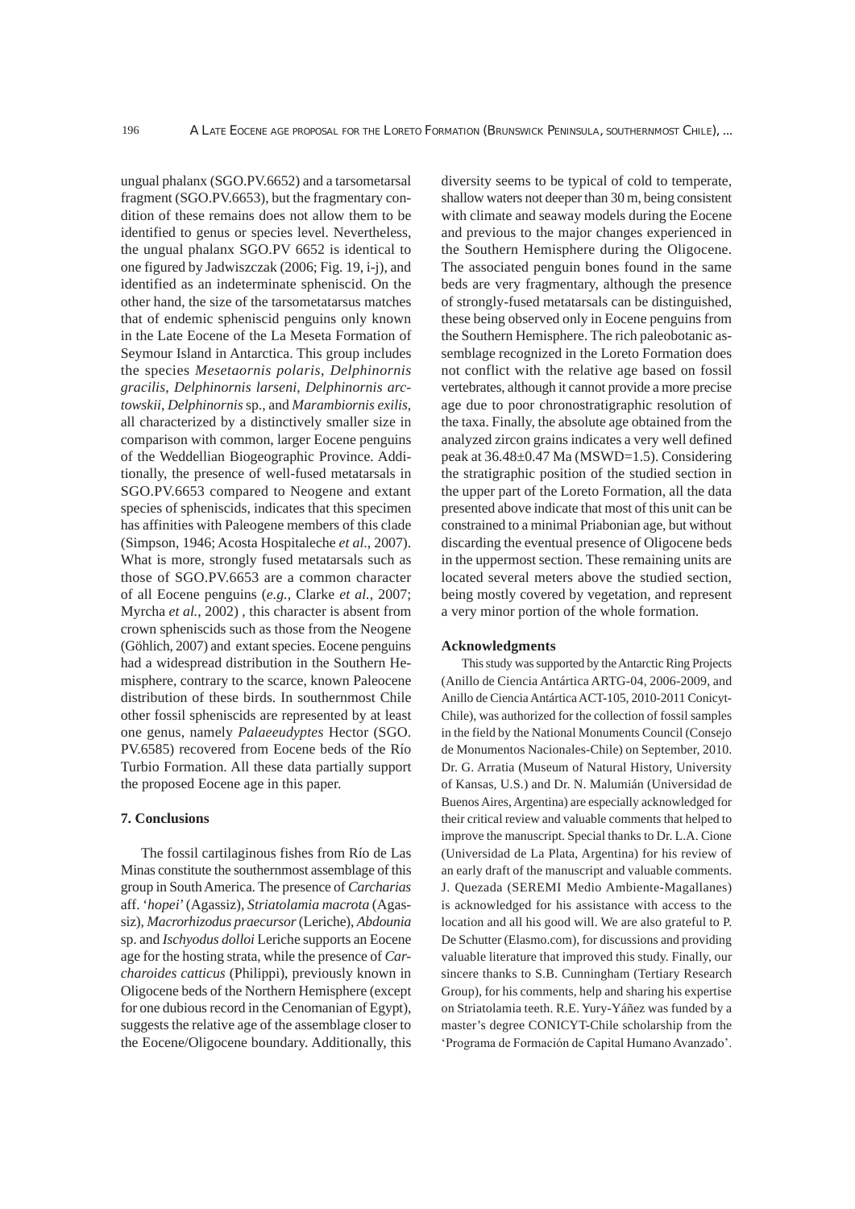ungual phalanx (SGO.PV.6652) and a tarsometatarsal fragment (SGO.PV.6653), but the fragmentary condition of these remains does not allow them to be identified to genus or species level. Nevertheless, the ungual phalanx SGO.PV 6652 is identical to one figured by Jadwiszczak (2006; Fig. 19, i-j), and identified as an indeterminate spheniscid. On the other hand, the size of the tarsometatarsus matches that of endemic spheniscid penguins only known in the Late Eocene of the La Meseta Formation of Seymour Island in Antarctica. This group includes the species *Mesetaornis polaris*, *Delphinornis gracilis*, *Delphinornis larseni*, *Delphinornis arctowskii*, *Delphinornis* sp., and *Marambiornis exilis*, all characterized by a distinctively smaller size in comparison with common, larger Eocene penguins of the Weddellian Biogeographic Province. Additionally, the presence of well-fused metatarsals in SGO.PV.6653 compared to Neogene and extant species of spheniscids, indicates that this specimen has affinities with Paleogene members of this clade (Simpson, 1946; Acosta Hospitaleche *et al*., 2007). What is more, strongly fused metatarsals such as those of SGO.PV.6653 are a common character of all Eocene penguins (*e.g.,* Clarke *et al.*, 2007; Myrcha *et al.*, 2002) , this character is absent from crown spheniscids such as those from the Neogene (Göhlich, 2007) and extant species. Eocene penguins had a widespread distribution in the Southern Hemisphere, contrary to the scarce, known Paleocene distribution of these birds. In southernmost Chile other fossil spheniscids are represented by at least one genus, namely *Palaeeudyptes* Hector (SGO. PV.6585) recovered from Eocene beds of the Río Turbio Formation. All these data partially support the proposed Eocene age in this paper.

## 7. Conclusions

The fossil cartilaginous fishes from Río de Las Minas constitute the southernmost assemblage of this group in South America. The presence of *Carcharias* aff. '*hopei*' (Agassiz), *Striatolamia macrota* (Agassiz), *Macrorhizodus praecursor* (Leriche), *Abdounia* sp. and *Ischyodus dolloi* Leriche supports an Eocene age for the hosting strata, while the presence of *Carcharoides catticus* (Philippi), previously known in Oligocene beds of the Northern Hemisphere (except for one dubious record in the Cenomanian of Egypt), suggests the relative age of the assemblage closer to the Eocene/Oligocene boundary. Additionally, this diversity seems to be typical of cold to temperate, shallow waters not deeper than 30 m, being consistent with climate and seaway models during the Eocene and previous to the major changes experienced in the Southern Hemisphere during the Oligocene. The associated penguin bones found in the same beds are very fragmentary, although the presence of strongly-fused metatarsals can be distinguished, these being observed only in Eocene penguins from the Southern Hemisphere. The rich paleobotanic assemblage recognized in the Loreto Formation does not conflict with the relative age based on fossil vertebrates, although it cannot provide a more precise age due to poor chronostratigraphic resolution of the taxa. Finally, the absolute age obtained from the analyzed zircon grains indicates a very well defined peak at 36.48±0.47 Ma (MSWD=1.5). Considering the stratigraphic position of the studied section in the upper part of the Loreto Formation, all the data presented above indicate that most of this unit can be constrained to a minimal Priabonian age, but without discarding the eventual presence of Oligocene beds in the uppermost section. These remaining units are located several meters above the studied section, being mostly covered by vegetation, and represent a very minor portion of the whole formation.

### Acknowledgments

This study was supported by the Antarctic Ring Projects (Anillo de Ciencia Antártica ARTG-04, 2006-2009, and Anillo de Ciencia Antártica ACT-105, 2010-2011 Conicyt-Chile), was authorized for the collection of fossil samples in the field by the National Monuments Council (Consejo de Monumentos Nacionales-Chile) on September, 2010. Dr. G. Arratia (Museum of Natural History, University of Kansas, U.S.) and Dr. N. Malumián (Universidad de Buenos Aires, Argentina) are especially acknowledged for their critical review and valuable comments that helped to improve the manuscript. Special thanks to Dr. L.A. Cione (Universidad de La Plata, Argentina) for his review of an early draft of the manuscript and valuable comments. J. Quezada (SEREMI Medio Ambiente-Magallanes) is acknowledged for his assistance with access to the location and all his good will. We are also grateful to P. De Schutter (Elasmo.com), for discussions and providing valuable literature that improved this study. Finally, our sincere thanks to S.B. Cunningham (Tertiary Research Group), for his comments, help and sharing his expertise on Striatolamia teeth. R.E. Yury-Yáñez was funded by a master's degree CONICYT-Chile scholarship from the 'Programa de Formación de Capital Humano Avanzado'.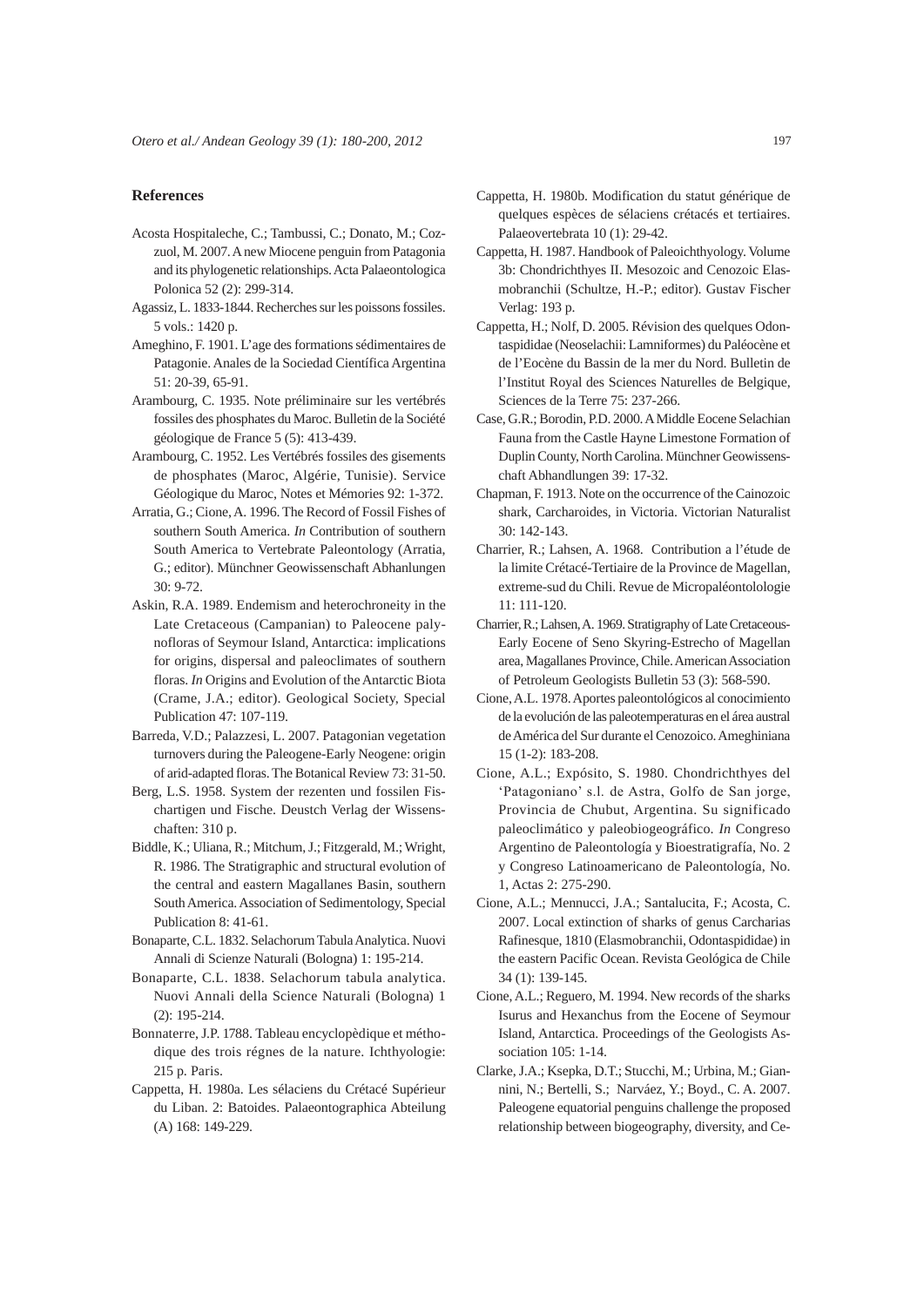## References

Acosta Hospitaleche, C.; Tambussi, C.; Donato, M.; Cozzuol, M. 2007. A new Miocene penguin from Patagonia and its phylogenetic relationships. Acta Palaeontologica Polonica 52 (2): 299-314.

Agassiz, L. 1833-1844. Recherches sur les poissons fossiles. 5 vols.: 1420 p.

Ameghino, F. 1901. L'age des formations sédimentaires de Patagonie. Anales de la Sociedad Científica Argentina 51: 20-39, 65-91.

Arambourg, C. 1935. Note préliminaire sur les vertébrés fossiles des phosphates du Maroc. Bulletin de la Société géologique de France 5 (5): 413-439.

Arambourg, C. 1952. Les Vertébrés fossiles des gisements de phosphates (Maroc, Algérie, Tunisie). Service Géologique du Maroc, Notes et Mémories 92: 1-372.

Arratia, G.; Cione, A. 1996. The Record of Fossil Fishes of southern South America. *In* Contribution of southern South America to Vertebrate Paleontology (Arratia, G.; editor). Münchner Geowissenschaft Abhanlungen 30: 9-72.

Askin, R.A. 1989. Endemism and heterochroneity in the Late Cretaceous (Campanian) to Paleocene palynofloras of Seymour Island, Antarctica: implications for origins, dispersal and paleoclimates of southern floras. *In* Origins and Evolution of the Antarctic Biota (Crame, J.A.; editor). Geological Society, Special Publication 47: 107-119.

Barreda, V.D.; Palazzesi, L. 2007. Patagonian vegetation turnovers during the Paleogene-Early Neogene: origin of arid-adapted floras. The Botanical Review 73: 31-50.

Berg, L.S. 1958. System der rezenten und fossilen Fischartigen und Fische. Deustch Verlag der Wissenschaften: 310 p.

Biddle, K.; Uliana, R.; Mitchum, J.; Fitzgerald, M.; Wright, R. 1986. The Stratigraphic and structural evolution of the central and eastern Magallanes Basin, southern South America. Association of Sedimentology, Special Publication 8: 41-61.

Bonaparte, C.L. 1832. Selachorum Tabula Analytica. Nuovi Annali di Scienze Naturali (Bologna) 1: 195-214.

Bonaparte, C.L. 1838. Selachorum tabula analytica. Nuovi Annali della Science Naturali (Bologna) 1 (2): 195-214.

Bonnaterre, J.P. 1788. Tableau encyclopèdique et méthodique des trois régnes de la nature. Ichthyologie: 215 p. Paris.

Cappetta, H. 1980a. Les sélaciens du Crétacé Supérieur du Liban. 2: Batoides. Palaeontographica Abteilung (A) 168: 149-229.

Cappetta, H. 1980b. Modification du statut générique de quelques espèces de sélaciens crétacés et tertiaires. Palaeovertebrata 10 (1): 29-42.

Cappetta, H. 1987. Handbook of Paleoichthyology. Volume 3b: Chondrichthyes II. Mesozoic and Cenozoic Elasmobranchii (Schultze, H.-P.; editor). Gustav Fischer Verlag: 193 p.

Cappetta, H.; Nolf, D. 2005. Révision des quelques Odontaspididae (Neoselachii: Lamniformes) du Paléocène et de l'Eocène du Bassin de la mer du Nord. Bulletin de l'Institut Royal des Sciences Naturelles de Belgique, Sciences de la Terre 75: 237-266.

Case, G.R.; Borodin, P.D. 2000. A Middle Eocene Selachian Fauna from the Castle Hayne Limestone Formation of Duplin County, North Carolina. Münchner Geowissenschaft Abhandlungen 39: 17-32.

Chapman, F. 1913. Note on the occurrence of the Cainozoic shark, Carcharoides, in Victoria. Victorian Naturalist 30: 142-143.

Charrier, R.; Lahsen, A. 1968. Contribution a l'étude de la limite Crétacé-Tertiaire de la Province de Magellan, extreme-sud du Chili. Revue de Micropaléontolologie 11: 111-120.

Charrier, R.; Lahsen, A. 1969. Stratigraphy of Late Cretaceous-Early Eocene of Seno Skyring-Estrecho of Magellan area, Magallanes Province, Chile. American Association of Petroleum Geologists Bulletin 53 (3): 568-590.

Cione, A.L. 1978. Aportes paleontológicos al conocimiento de la evolución de las paleotemperaturas en el área austral de América del Sur durante el Cenozoico. Ameghiniana 15 (1-2): 183-208.

Cione, A.L.; Expósito, S. 1980. Chondrichthyes del 'Patagoniano' s.l. de Astra, Golfo de San jorge, Provincia de Chubut, Argentina. Su significado paleoclimático y paleobiogeográfico. *In* Congreso Argentino de Paleontología y Bioestratigrafía, No. 2 y Congreso Latinoamericano de Paleontología, No. 1, Actas 2: 275-290.

Cione, A.L.; Mennucci, J.A.; Santalucita, F.; Acosta, C. 2007. Local extinction of sharks of genus Carcharias Rafinesque, 1810 (Elasmobranchii, Odontaspididae) in the eastern Pacific Ocean. Revista Geológica de Chile 34 (1): 139-145.

Cione, A.L.; Reguero, M. 1994. New records of the sharks Isurus and Hexanchus from the Eocene of Seymour Island, Antarctica. Proceedings of the Geologists Association 105: 1-14.

Clarke, J.A.; Ksepka, D.T.; Stucchi, M.; Urbina, M.; Giannini, N.; Bertelli, S.; Narváez, Y.; Boyd., C. A. 2007. Paleogene equatorial penguins challenge the proposed relationship between biogeography, diversity, and Ce-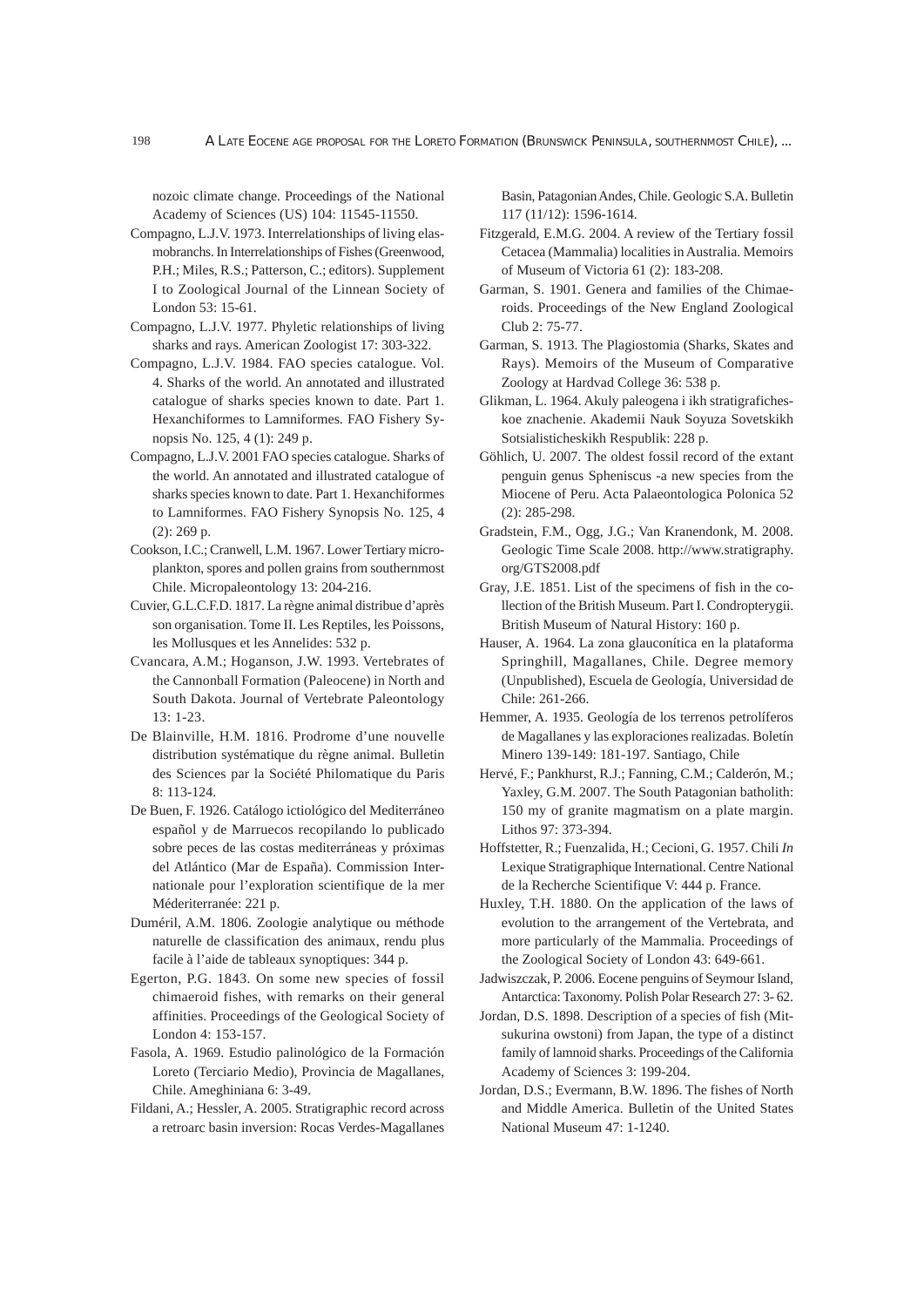nozoic climate change. Proceedings of the National Academy of Sciences (US) 104: 11545-11550.

Compagno, L.J.V. 1973. Interrelationships of living elasmobranchs. In Interrelationships of Fishes (Greenwood, P.H.; Miles, R.S.; Patterson, C.; editors). Supplement I to Zoological Journal of the Linnean Society of London 53: 15-61.

Compagno, L.J.V. 1977. Phyletic relationships of living sharks and rays. American Zoologist 17: 303-322.

Compagno, L.J.V. 1984. FAO species catalogue. Vol. 4. Sharks of the world. An annotated and illustrated catalogue of sharks species known to date. Part 1. Hexanchiformes to Lamniformes. FAO Fishery Synopsis No. 125, 4 (1): 249 p.

Compagno, L.J.V. 2001 FAO species catalogue. Sharks of the world. An annotated and illustrated catalogue of sharks species known to date. Part 1. Hexanchiformes to Lamniformes. FAO Fishery Synopsis No. 125, 4 (2): 269 p.

Cookson, I.C.; Cranwell, L.M. 1967. Lower Tertiary microplankton, spores and pollen grains from southernmost Chile. Micropaleontology 13: 204-216.

Cuvier, G.L.C.F.D. 1817. La règne animal distribue d'après son organisation. Tome II. Les Reptiles, les Poissons, les Mollusques et les Annelides: 532 p.

Cvancara, A.M.; Hoganson, J.W. 1993. Vertebrates of the Cannonball Formation (Paleocene) in North and South Dakota. Journal of Vertebrate Paleontology 13: 1-23.

De Blainville, H.M. 1816. Prodrome d'une nouvelle distribution systématique du règne animal. Bulletin des Sciences par la Société Philomatique du Paris 8: 113-124.

De Buen, F. 1926. Catálogo ictiológico del Mediterráneo español y de Marruecos recopilando lo publicado sobre peces de las costas mediterráneas y próximas del Atlántico (Mar de España). Commission Internationale pour l'exploration scientifique de la mer Méderiterranée: 221 p.

Duméril, A.M. 1806. Zoologie analytique ou méthode naturelle de classification des animaux, rendu plus facile à l'aide de tableaux synoptiques: 344 p.

Egerton, P.G. 1843. On some new species of fossil chimaeroid fishes, with remarks on their general affinities. Proceedings of the Geological Society of London 4: 153-157.

Fasola, A. 1969. Estudio palinológico de la Formación Loreto (Terciario Medio), Provincia de Magallanes, Chile. Ameghiniana 6: 3-49.

Fildani, A.; Hessler, A. 2005. Stratigraphic record across a retroarc basin inversion: Rocas Verdes-Magallanes Basin, Patagonian Andes, Chile. Geologic S.A. Bulletin 117 (11/12): 1596-1614.

Fitzgerald, E.M.G. 2004. A review of the Tertiary fossil Cetacea (Mammalia) localities in Australia. Memoirs of Museum of Victoria 61 (2): 183-208.

Garman, S. 1901. Genera and families of the Chimaeroids. Proceedings of the New England Zoological Club 2: 75-77.

Garman, S. 1913. The Plagiostomia (Sharks, Skates and Rays). Memoirs of the Museum of Comparative Zoology at Hardvad College 36: 538 p.

Glikman, L. 1964. Akuly paleogena i ikh stratigraficheskoe znachenie. Akademii Nauk Soyuza Sovetskikh Sotsialisticheskikh Respublik: 228 p.

Göhlich, U. 2007. The oldest fossil record of the extant penguin genus Spheniscus -a new species from the Miocene of Peru. Acta Palaeontologica Polonica 52 (2): 285-298.

Gradstein, F.M., Ogg, J.G.; Van Kranendonk, M. 2008. Geologic Time Scale 2008. http://www.stratigraphy.org/GTS2008.pdf

Gray, J.E. 1851. List of the specimens of fish in the collection of the British Museum. Part I. Condropterygii. British Museum of Natural History: 160 p.

Hauser, A. 1964. La zona glauconítica en la plataforma Springhill, Magallanes, Chile. Degree memory (Unpublished), Escuela de Geología, Universidad de Chile: 261-266.

Hemmer, A. 1935. Geología de los terrenos petrolíferos de Magallanes y las exploraciones realizadas. Boletín Minero 139-149: 181-197. Santiago, Chile

Hervé, F.; Pankhurst, R.J.; Fanning, C.M.; Calderón, M.; Yaxley, G.M. 2007. The South Patagonian batholith: 150 my of granite magmatism on a plate margin. Lithos 97: 373-394.

Hoffstetter, R.; Fuenzalida, H.; Cecioni, G. 1957. Chili *In* Lexique Stratigraphique International. Centre National de la Recherche Scientifique V: 444 p. France.

Huxley, T.H. 1880. On the application of the laws of evolution to the arrangement of the Vertebrata, and more particularly of the Mammalia. Proceedings of the Zoological Society of London 43: 649-661.

Jadwiszczak, P. 2006. Eocene penguins of Seymour Island, Antarctica: Taxonomy. Polish Polar Research 27: 3- 62.

Jordan, D.S. 1898. Description of a species of fish (Mitsukurina owstoni) from Japan, the type of a distinct family of lamnoid sharks. Proceedings of the California Academy of Sciences 3: 199-204.

Jordan, D.S.; Evermann, B.W. 1896. The fishes of North and Middle America. Bulletin of the United States National Museum 47: 1-1240.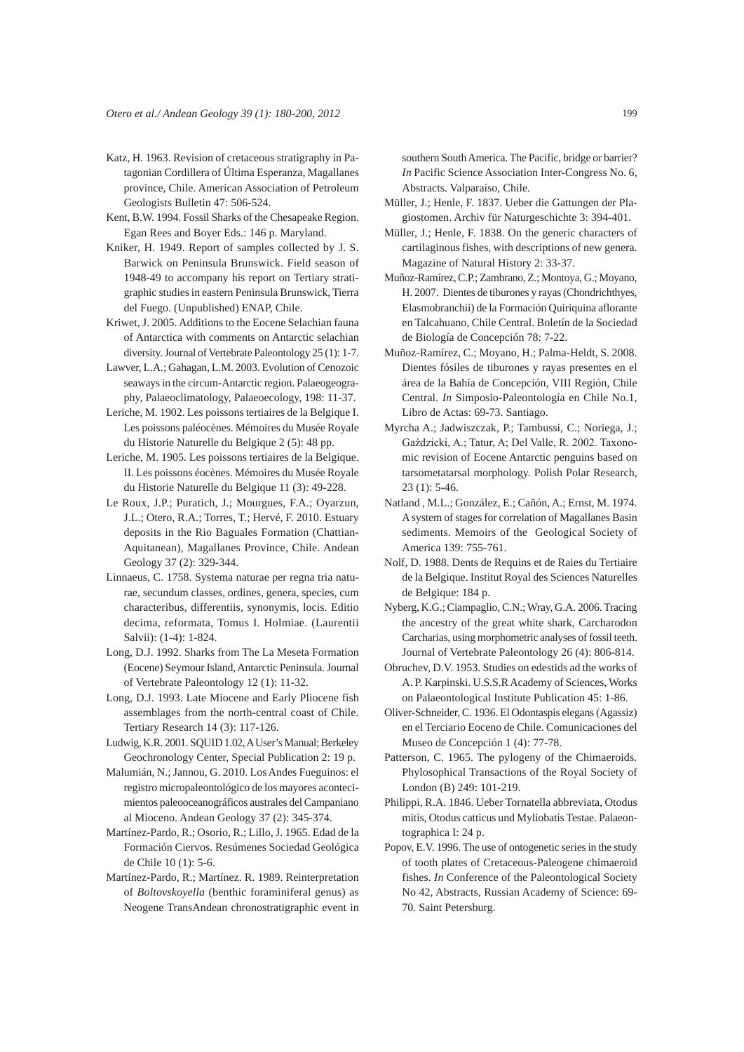Katz, H. 1963. Revision of cretaceous stratigraphy in Patagonian Cordillera of Última Esperanza, Magallanes province, Chile. American Association of Petroleum Geologists Bulletin 47: 506-524.

Kent, B.W. 1994. Fossil Sharks of the Chesapeake Region. Egan Rees and Boyer Eds.: 146 p. Maryland.

Kniker, H. 1949. Report of samples collected by J. S. Barwick on Peninsula Brunswick. Field season of 1948-49 to accompany his report on Tertiary stratigraphic studies in eastern Peninsula Brunswick, Tierra del Fuego. (Unpublished) ENAP, Chile.

Kriwet, J. 2005. Additions to the Eocene Selachian fauna of Antarctica with comments on Antarctic selachian diversity. Journal of Vertebrate Paleontology 25 (1): 1-7.

Lawver, L.A.; Gahagan, L.M. 2003. Evolution of Cenozoic seaways in the circum-Antarctic region. Palaeogeography, Palaeoclimatology, Palaeoecology, 198: 11-37.

Leriche, M. 1902. Les poissons tertiaires de la Belgique I. Les poissons paléocènes. Mémoires du Musée Royale du Historie Naturelle du Belgique 2 (5): 48 pp.

Leriche, M. 1905. Les poissons tertiaires de la Belgique. II. Les poissons éocènes. Mémoires du Musée Royale du Historie Naturelle du Belgique 11 (3): 49-228.

Le Roux, J.P.; Puratich, J.; Mourgues, F.A.; Oyarzun, J.L.; Otero, R.A.; Torres, T.; Hervé, F. 2010. Estuary deposits in the Rio Baguales Formation (Chattian-Aquitanean), Magallanes Province, Chile. Andean Geology 37 (2): 329-344.

Linnaeus, C. 1758. Systema naturae per regna tria naturae, secundum classes, ordines, genera, species, cum characteribus, differentiis, synonymis, locis. Editio decima, reformata, Tomus I. Holmiae. (Laurentii Salvii): (1-4): 1-824.

Long, D.J. 1992. Sharks from The La Meseta Formation (Eocene) Seymour Island, Antarctic Peninsula. Journal of Vertebrate Paleontology 12 (1): 11-32.

Long, D.J. 1993. Late Miocene and Early Pliocene fish assemblages from the north-central coast of Chile. Tertiary Research 14 (3): 117-126.

Ludwig, K.R. 2001. SQUID 1.02, A User's Manual; Berkeley Geochronology Center, Special Publication 2: 19 p.

Malumián, N.; Jannou, G. 2010. Los Andes Fueguinos: el registro micropaleontológico de los mayores acontecimientos paleooceanográficos australes del Campaniano al Mioceno. Andean Geology 37 (2): 345-374.

Martínez-Pardo, R.; Osorio, R.; Lillo, J. 1965. Edad de la Formación Ciervos. Resúmenes Sociedad Geológica de Chile 10 (1): 5-6.

Martínez-Pardo, R.; Martínez. R. 1989. Reinterpretation of *Boltovskoyella* (benthic foraminiferal genus) as Neogene TransAndean chronostratigraphic event in southern South America. The Pacific, bridge or barrier? *In* Pacific Science Association Inter-Congress No. 6, Abstracts. Valparaíso, Chile.

Müller, J.; Henle, F. 1837. Ueber die Gattungen der Plagiostomen. Archiv für Naturgeschichte 3: 394-401.

Müller, J.; Henle, F. 1838. On the generic characters of cartilaginous fishes, with descriptions of new genera. Magazine of Natural History 2: 33-37.

Muñoz-Ramírez, C.P.; Zambrano, Z.; Montoya, G.; Moyano, H. 2007. Dientes de tiburones y rayas (Chondrichthyes, Elasmobranchii) de la Formación Quiriquina aflorante en Talcahuano, Chile Central. Boletín de la Sociedad de Biología de Concepción 78: 7-22.

Muñoz-Ramírez, C.; Moyano, H.; Palma-Heldt, S. 2008. Dientes fósiles de tiburones y rayas presentes en el área de la Bahía de Concepción, VIII Región, Chile Central. *In* Simposio-Paleontología en Chile No.1, Libro de Actas: 69-73. Santiago.

Myrcha A.; Jadwiszczak, P.; Tambussi, C.; Noriega, J.; Gaździcki, A.; Tatur, A; Del Valle, R. 2002. Taxonomic revision of Eocene Antarctic penguins based on tarsometatarsal morphology. Polish Polar Research, 23 (1): 5-46.

Natland , M.L.; González, E.; Cañón, A.; Ernst, M. 1974. A system of stages for correlation of Magallanes Basin sediments. Memoirs of the Geological Society of America 139: 755-761.

Nolf, D. 1988. Dents de Requins et de Raies du Tertiaire de la Belgique. Institut Royal des Sciences Naturelles de Belgique: 184 p.

Nyberg, K.G.; Ciampaglio, C.N.; Wray, G.A. 2006. Tracing the ancestry of the great white shark, Carcharodon Carcharias, using morphometric analyses of fossil teeth. Journal of Vertebrate Paleontology 26 (4): 806-814.

Obruchev, D.V. 1953. Studies on edestids ad the works of A. P. Karpinski. U.S.S.R Academy of Sciences, Works on Palaeontological Institute Publication 45: 1-86.

Oliver-Schneider, C. 1936. El Odontaspis elegans (Agassiz) en el Terciario Eoceno de Chile. Comunicaciones del Museo de Concepción 1 (4): 77-78.

Patterson, C. 1965. The pylogeny of the Chimaeroids. Phylosophical Transactions of the Royal Society of London (B) 249: 101-219.

Philippi, R.A. 1846. Ueber Tornatella abbreviata, Otodus mitis, Otodus catticus und Myliobatis Testae. Palaeontographica I: 24 p.

Popov, E.V. 1996. The use of ontogenetic series in the study of tooth plates of Cretaceous-Paleogene chimaeroid fishes. *In* Conference of the Paleontological Society No 42, Abstracts, Russian Academy of Science: 69-70. Saint Petersburg.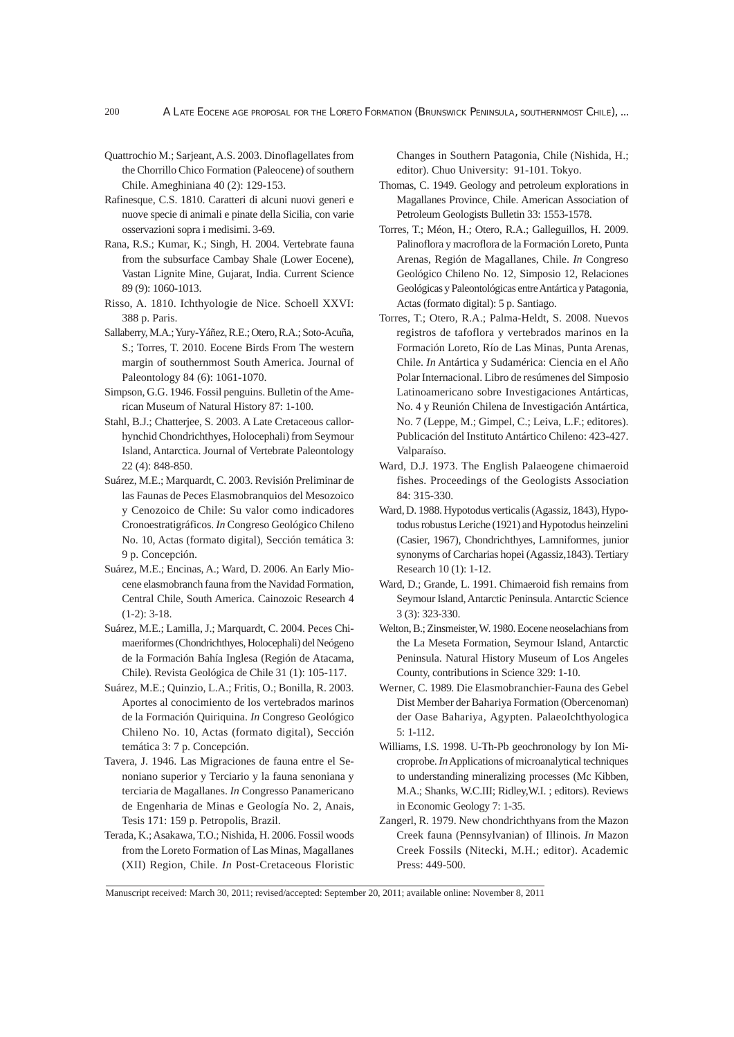Quattrochio M.; Sarjeant, A.S. 2003. Dinoflagellates from the Chorrillo Chico Formation (Paleocene) of southern Chile. Ameghiniana 40 (2): 129-153.

Rafinesque, C.S. 1810. Caratteri di alcuni nuovi generi e nuove specie di animali e pinate della Sicilia, con varie osservazioni sopra i medisimi. 3-69.

Rana, R.S.; Kumar, K.; Singh, H. 2004. Vertebrate fauna from the subsurface Cambay Shale (Lower Eocene), Vastan Lignite Mine, Gujarat, India. Current Science 89 (9): 1060-1013.

Risso, A. 1810. Ichthyologie de Nice. Schoell XXVI: 388 p. Paris.

Sallaberry, M.A.; Yury-Yáñez, R.E.; Otero, R.A.; Soto-Acuña, S.; Torres, T. 2010. Eocene Birds From The western margin of southernmost South America. Journal of Paleontology 84 (6): 1061-1070.

Simpson, G.G. 1946. Fossil penguins. Bulletin of the American Museum of Natural History 87: 1-100.

Stahl, B.J.; Chatterjee, S. 2003. A Late Cretaceous callorhynchid Chondrichthyes, Holocephali) from Seymour Island, Antarctica. Journal of Vertebrate Paleontology 22 (4): 848-850.

Suárez, M.E.; Marquardt, C. 2003. Revisión Preliminar de las Faunas de Peces Elasmobranquios del Mesozoico y Cenozoico de Chile: Su valor como indicadores Cronoestratigráficos. *In* Congreso Geológico Chileno No. 10, Actas (formato digital), Sección temática 3: 9 p. Concepción.

Suárez, M.E.; Encinas, A.; Ward, D. 2006. An Early Miocene elasmobranch fauna from the Navidad Formation, Central Chile, South America. Cainozoic Research 4 (1-2): 3-18.

Suárez, M.E.; Lamilla, J.; Marquardt, C. 2004. Peces Chimaeriformes (Chondrichthyes, Holocephali) del Neógeno de la Formación Bahía Inglesa (Región de Atacama, Chile). Revista Geológica de Chile 31 (1): 105-117.

Suárez, M.E.; Quinzio, L.A.; Fritis, O.; Bonilla, R. 2003. Aportes al conocimiento de los vertebrados marinos de la Formación Quiriquina. *In* Congreso Geológico Chileno No. 10, Actas (formato digital), Sección temática 3: 7 p. Concepción.

Tavera, J. 1946. Las Migraciones de fauna entre el Senoniano superior y Terciario y la fauna senoniana y terciaria de Magallanes. *In* Congresso Panamericano de Engenharia de Minas e Geología No. 2, Anais, Tesis 171: 159 p. Petropolis, Brazil.

Terada, K.; Asakawa, T.O.; Nishida, H. 2006. Fossil woods from the Loreto Formation of Las Minas, Magallanes (XII) Region, Chile. *In* Post-Cretaceous Floristic Changes in Southern Patagonia, Chile (Nishida, H.; editor). Chuo University: 91-101. Tokyo.

Thomas, C. 1949. Geology and petroleum explorations in Magallanes Province, Chile. American Association of Petroleum Geologists Bulletin 33: 1553-1578.

Torres, T.; Méon, H.; Otero, R.A.; Galleguillos, H. 2009. Palinoflora y macroflora de la Formación Loreto, Punta Arenas, Región de Magallanes, Chile. *In* Congreso Geológico Chileno No. 12, Simposio 12, Relaciones Geológicas y Paleontológicas entre Antártica y Patagonia, Actas (formato digital): 5 p. Santiago.

Torres, T.; Otero, R.A.; Palma-Heldt, S. 2008. Nuevos registros de tafoflora y vertebrados marinos en la Formación Loreto, Río de Las Minas, Punta Arenas, Chile. *In* Antártica y Sudamérica: Ciencia en el Año Polar Internacional. Libro de resúmenes del Simposio Latinoamericano sobre Investigaciones Antárticas, No. 4 y Reunión Chilena de Investigación Antártica, No. 7 (Leppe, M.; Gimpel, C.; Leiva, L.F.; editores). Publicación del Instituto Antártico Chileno: 423-427. Valparaíso.

Ward, D.J. 1973. The English Palaeogene chimaeroid fishes. Proceedings of the Geologists Association 84: 315-330.

Ward, D. 1988. Hypotodus verticalis (Agassiz, 1843), Hypotodus robustus Leriche (1921) and Hypotodus heinzelini (Casier, 1967), Chondrichthyes, Lamniformes, junior synonyms of Carcharias hopei (Agassiz,1843). Tertiary Research 10 (1): 1-12.

Ward, D.; Grande, L. 1991. Chimaeroid fish remains from Seymour Island, Antarctic Peninsula. Antarctic Science 3 (3): 323-330.

Welton, B.; Zinsmeister, W. 1980. Eocene neoselachians from the La Meseta Formation, Seymour Island, Antarctic Peninsula. Natural History Museum of Los Angeles County, contributions in Science 329: 1-10.

Werner, C. 1989. Die Elasmobranchier-Fauna des Gebel Dist Member der Bahariya Formation (Obercenoman) der Oase Bahariya, Agypten. PalaeoIchthyologica 5: 1-112.

Williams, I.S. 1998. U-Th-Pb geochronology by Ion Microprobe. *In* Applications of microanalytical techniques to understanding mineralizing processes (Mc Kibben, M.A.; Shanks, W.C.III; Ridley,W.I. ; editors). Reviews in Economic Geology 7: 1-35.

Zangerl, R. 1979. New chondrichthyans from the Mazon Creek fauna (Pennsylvanian) of Illinois. *In* Mazon Creek Fossils (Nitecki, M.H.; editor). Academic Press: 449-500.

Manuscript received: March 30, 2011; revised/accepted: September 20, 2011; available online: November 8, 2011